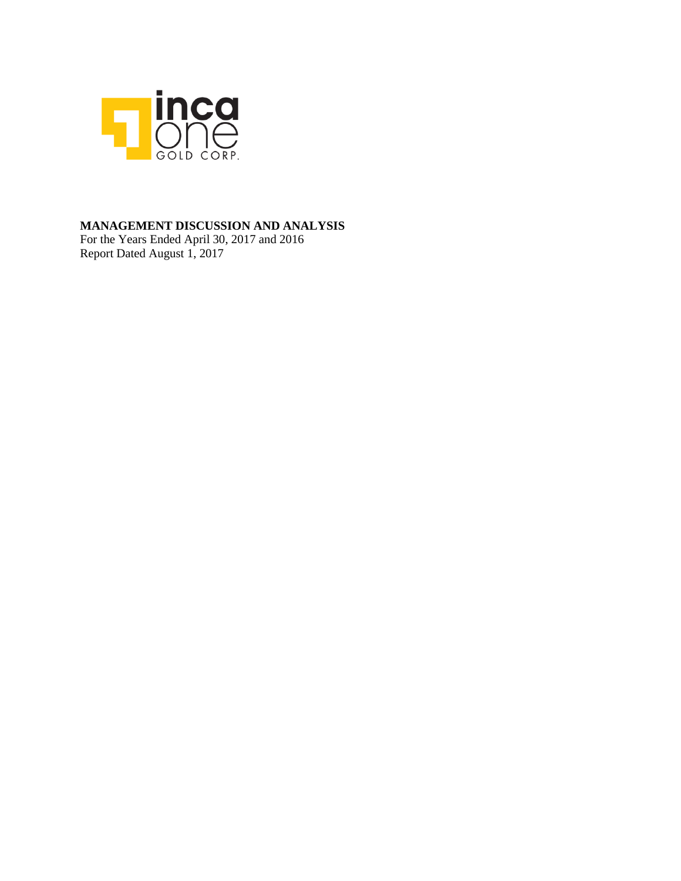inca one GOLD CORP.

**MANAGEMENT DISCUSSION AND ANALYSIS**

For the Years Ended April 30, 2017 and 2016

Report Dated August 1, 2017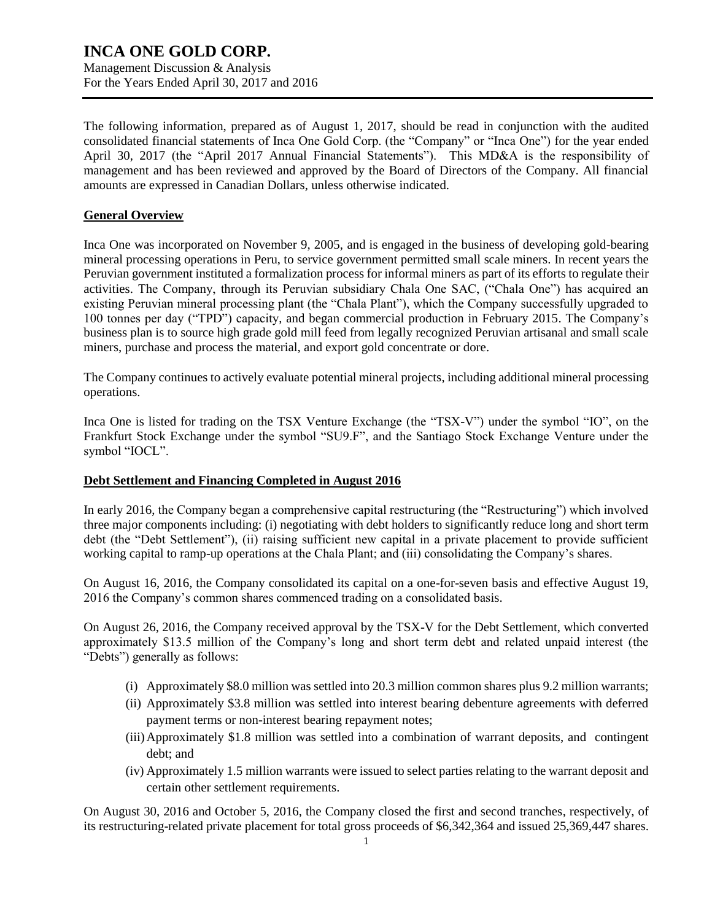The following information, prepared as of August 1, 2017, should be read in conjunction with the audited consolidated financial statements of Inca One Gold Corp. (the "Company" or "Inca One") for the year ended April 30, 2017 (the "April 2017 Annual Financial Statements"). This MD&A is the responsibility of management and has been reviewed and approved by the Board of Directors of the Company. All financial amounts are expressed in Canadian Dollars, unless otherwise indicated.

## General Overview

Inca One was incorporated on November 9, 2005, and is engaged in the business of developing gold-bearing mineral processing operations in Peru, to service government permitted small scale miners. In recent years the Peruvian government instituted a formalization process for informal miners as part of its efforts to regulate their activities. The Company, through its Peruvian subsidiary Chala One SAC, ("Chala One") has acquired an existing Peruvian mineral processing plant (the "Chala Plant"), which the Company successfully upgraded to 100 tonnes per day ("TPD") capacity, and began commercial production in February 2015. The Company's business plan is to source high grade gold mill feed from legally recognized Peruvian artisanal and small scale miners, purchase and process the material, and export gold concentrate or dore.

The Company continues to actively evaluate potential mineral projects, including additional mineral processing operations.

Inca One is listed for trading on the TSX Venture Exchange (the "TSX-V") under the symbol "IO", on the Frankfurt Stock Exchange under the symbol "SU9.F", and the Santiago Stock Exchange Venture under the symbol "IOCL".

## Debt Settlement and Financing Completed in August 2016

In early 2016, the Company began a comprehensive capital restructuring (the "Restructuring") which involved three major components including: (i) negotiating with debt holders to significantly reduce long and short term debt (the "Debt Settlement"), (ii) raising sufficient new capital in a private placement to provide sufficient working capital to ramp-up operations at the Chala Plant; and (iii) consolidating the Company's shares.

On August 16, 2016, the Company consolidated its capital on a one-for-seven basis and effective August 19, 2016 the Company's common shares commenced trading on a consolidated basis.

On August 26, 2016, the Company received approval by the TSX-V for the Debt Settlement, which converted approximately $13.5 million of the Company's long and short term debt and related unpaid interest (the "Debts") generally as follows:

(i) Approximately $8.0 million was settled into 20.3 million common shares plus 9.2 million warrants;
(ii) Approximately $3.8 million was settled into interest bearing debenture agreements with deferred payment terms or non-interest bearing repayment notes;
(iii) Approximately $1.8 million was settled into a combination of warrant deposits, and contingent debt; and
(iv) Approximately 1.5 million warrants were issued to select parties relating to the warrant deposit and certain other settlement requirements.

On August 30, 2016 and October 5, 2016, the Company closed the first and second tranches, respectively, of its restructuring-related private placement for total gross proceeds of $6,342,364 and issued 25,369,447 shares.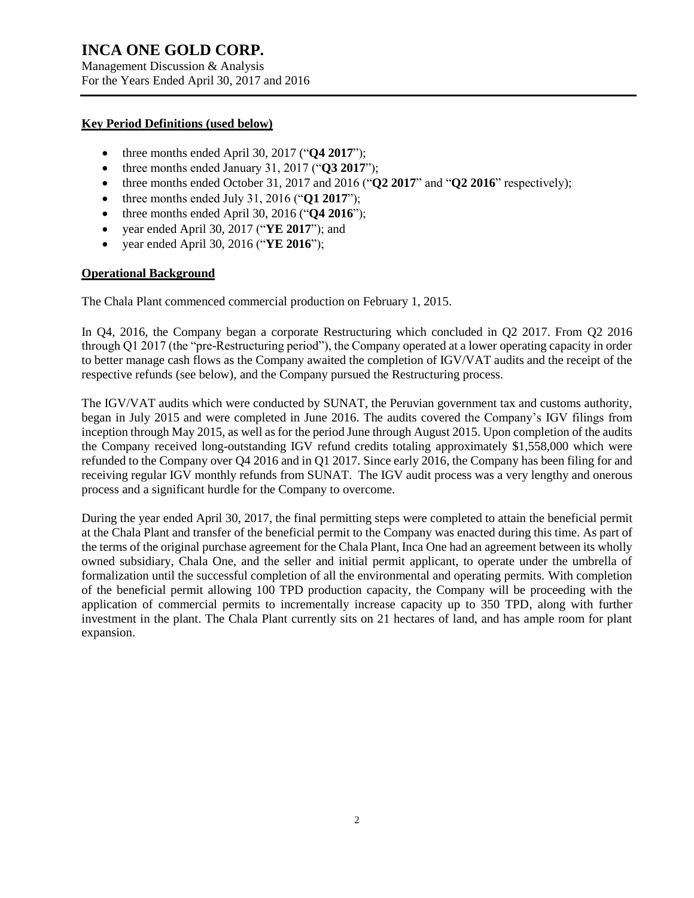## Key Period Definitions (used below)

- three months ended April 30, 2017 ("**Q4 2017**");
- three months ended January 31, 2017 ("**Q3 2017**");
- three months ended October 31, 2017 and 2016 ("**Q2 2017**" and "**Q2 2016**" respectively);
- three months ended July 31, 2016 ("**Q1 2017**");
- three months ended April 30, 2016 ("**Q4 2016**");
- year ended April 30, 2017 ("**YE 2017**"); and
- year ended April 30, 2016 ("**YE 2016**");

## Operational Background

The Chala Plant commenced commercial production on February 1, 2015.

In Q4, 2016, the Company began a corporate Restructuring which concluded in Q2 2017. From Q2 2016 through Q1 2017 (the "pre-Restructuring period"), the Company operated at a lower operating capacity in order to better manage cash flows as the Company awaited the completion of IGV/VAT audits and the receipt of the respective refunds (see below), and the Company pursued the Restructuring process.

The IGV/VAT audits which were conducted by SUNAT, the Peruvian government tax and customs authority, began in July 2015 and were completed in June 2016. The audits covered the Company's IGV filings from inception through May 2015, as well as for the period June through August 2015. Upon completion of the audits the Company received long-outstanding IGV refund credits totaling approximately $1,558,000 which were refunded to the Company over Q4 2016 and in Q1 2017. Since early 2016, the Company has been filing for and receiving regular IGV monthly refunds from SUNAT. The IGV audit process was a very lengthy and onerous process and a significant hurdle for the Company to overcome.

During the year ended April 30, 2017, the final permitting steps were completed to attain the beneficial permit at the Chala Plant and transfer of the beneficial permit to the Company was enacted during this time. As part of the terms of the original purchase agreement for the Chala Plant, Inca One had an agreement between its wholly owned subsidiary, Chala One, and the seller and initial permit applicant, to operate under the umbrella of formalization until the successful completion of all the environmental and operating permits. With completion of the beneficial permit allowing 100 TPD production capacity, the Company will be proceeding with the application of commercial permits to incrementally increase capacity up to 350 TPD, along with further investment in the plant. The Chala Plant currently sits on 21 hectares of land, and has ample room for plant expansion.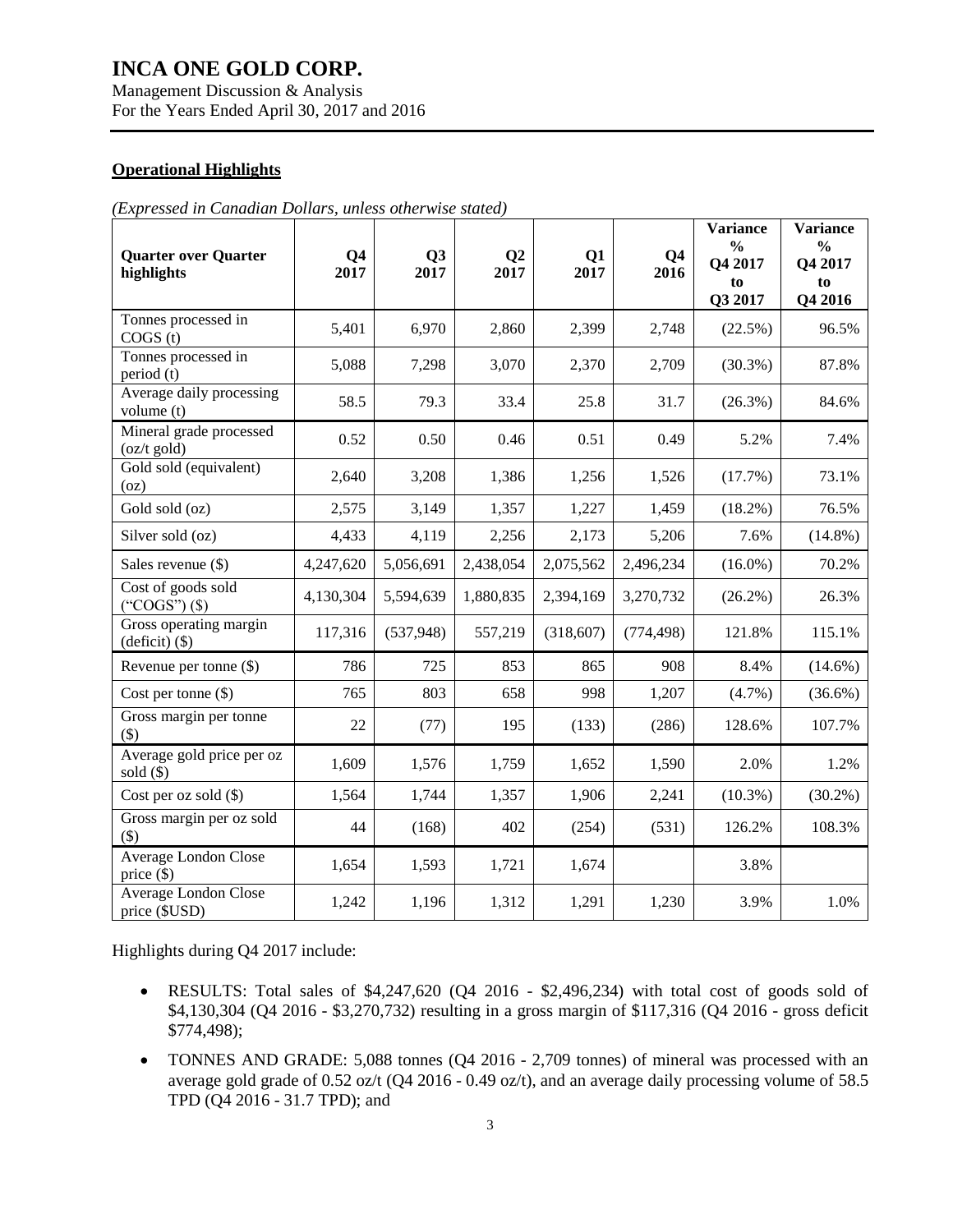## Operational Highlights

*(Expressed in Canadian Dollars, unless otherwise stated)*

| Quarter over Quarter highlights | Q4 2017 | Q3 2017 | Q2 2017 | Q1 2017 | Q4 2016 | Variance % Q4 2017 to Q3 2017 | Variance % Q4 2017 to Q4 2016 |
|---|---|---|---|---|---|---|---|
| Tonnes processed in COGS (t) | 5,401 | 6,970 | 2,860 | 2,399 | 2,748 | (22.5%) | 96.5% |
| Tonnes processed in period (t) | 5,088 | 7,298 | 3,070 | 2,370 | 2,709 | (30.3%) | 87.8% |
| Average daily processing volume (t) | 58.5 | 79.3 | 33.4 | 25.8 | 31.7 | (26.3%) | 84.6% |
| Mineral grade processed (oz/t gold) | 0.52 | 0.50 | 0.46 | 0.51 | 0.49 | 5.2% | 7.4% |
| Gold sold (equivalent) (oz) | 2,640 | 3,208 | 1,386 | 1,256 | 1,526 | (17.7%) | 73.1% |
| Gold sold (oz) | 2,575 | 3,149 | 1,357 | 1,227 | 1,459 | (18.2%) | 76.5% |
| Silver sold (oz) | 4,433 | 4,119 | 2,256 | 2,173 | 5,206 | 7.6% | (14.8%) |
| Sales revenue ($) | 4,247,620 | 5,056,691 | 2,438,054 | 2,075,562 | 2,496,234 | (16.0%) | 70.2% |
| Cost of goods sold ("COGS") ($) | 4,130,304 | 5,594,639 | 1,880,835 | 2,394,169 | 3,270,732 | (26.2%) | 26.3% |
| Gross operating margin (deficit) ($) | 117,316 | (537,948) | 557,219 | (318,607) | (774,498) | 121.8% | 115.1% |
| Revenue per tonne ($) | 786 | 725 | 853 | 865 | 908 | 8.4% | (14.6%) |
| Cost per tonne ($) | 765 | 803 | 658 | 998 | 1,207 | (4.7%) | (36.6%) |
| Gross margin per tonne ($) | 22 | (77) | 195 | (133) | (286) | 128.6% | 107.7% |
| Average gold price per oz sold ($) | 1,609 | 1,576 | 1,759 | 1,652 | 1,590 | 2.0% | 1.2% |
| Cost per oz sold ($) | 1,564 | 1,744 | 1,357 | 1,906 | 2,241 | (10.3%) | (30.2%) |
| Gross margin per oz sold ($) | 44 | (168) | 402 | (254) | (531) | 126.2% | 108.3% |
| Average London Close price ($) | 1,654 | 1,593 | 1,721 | 1,674 | | 3.8% | |
| Average London Close price ($USD) | 1,242 | 1,196 | 1,312 | 1,291 | 1,230 | 3.9% | 1.0% |

Highlights during Q4 2017 include:

- RESULTS: Total sales of $4,247,620 (Q4 2016 - $2,496,234) with total cost of goods sold of $4,130,304 (Q4 2016 - $3,270,732) resulting in a gross margin of $117,316 (Q4 2016 - gross deficit $774,498);
- TONNES AND GRADE: 5,088 tonnes (Q4 2016 - 2,709 tonnes) of mineral was processed with an average gold grade of 0.52 oz/t (Q4 2016 - 0.49 oz/t), and an average daily processing volume of 58.5 TPD (Q4 2016 - 31.7 TPD); and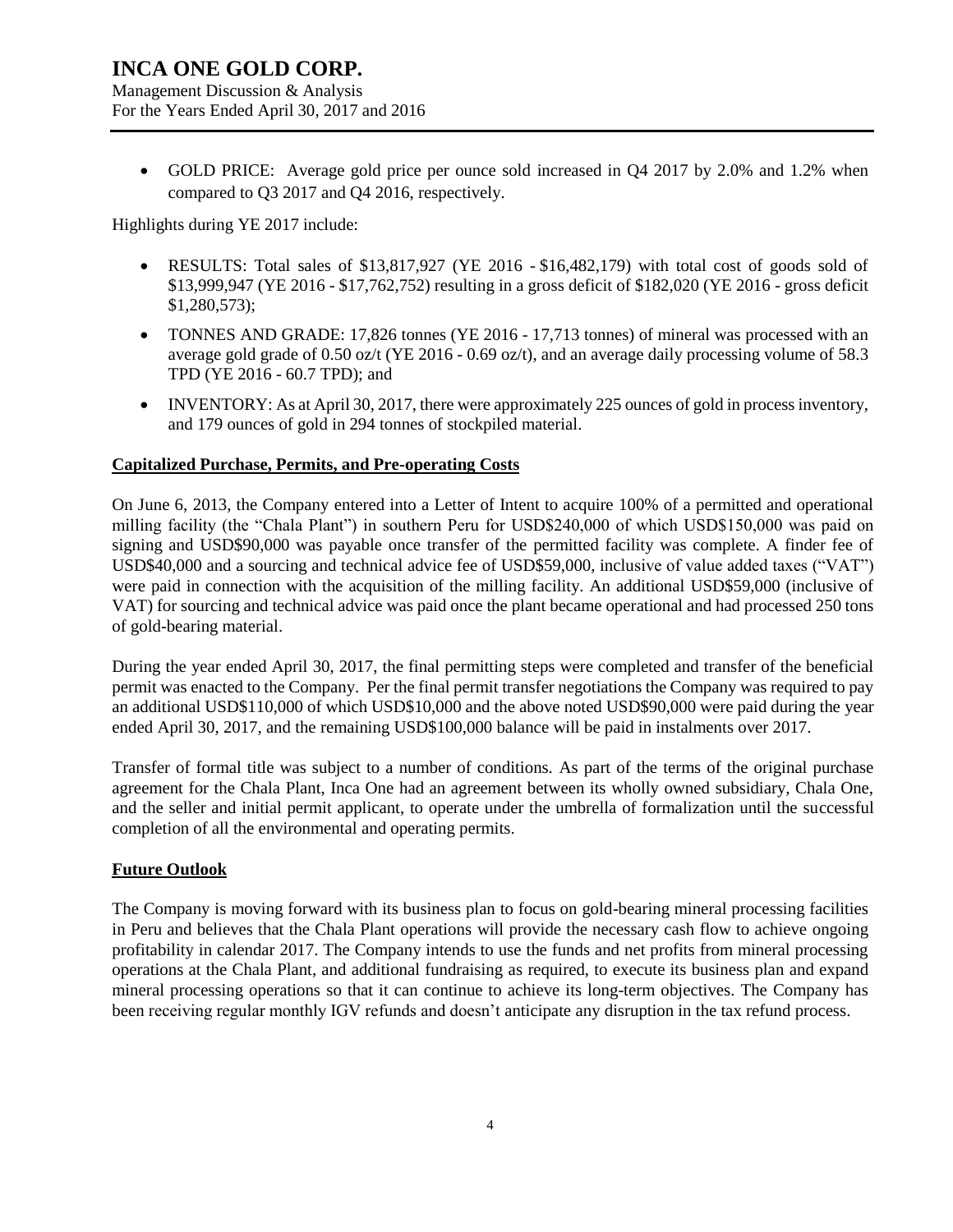- GOLD PRICE: Average gold price per ounce sold increased in Q4 2017 by 2.0% and 1.2% when compared to Q3 2017 and Q4 2016, respectively.

Highlights during YE 2017 include:

- RESULTS: Total sales of $13,817,927 (YE 2016 - $16,482,179) with total cost of goods sold of $13,999,947 (YE 2016 - $17,762,752) resulting in a gross deficit of $182,020 (YE 2016 - gross deficit $1,280,573);
- TONNES AND GRADE: 17,826 tonnes (YE 2016 - 17,713 tonnes) of mineral was processed with an average gold grade of 0.50 oz/t (YE 2016 - 0.69 oz/t), and an average daily processing volume of 58.3 TPD (YE 2016 - 60.7 TPD); and
- INVENTORY: As at April 30, 2017, there were approximately 225 ounces of gold in process inventory, and 179 ounces of gold in 294 tonnes of stockpiled material.

## Capitalized Purchase, Permits, and Pre-operating Costs

On June 6, 2013, the Company entered into a Letter of Intent to acquire 100% of a permitted and operational milling facility (the "Chala Plant") in southern Peru for USD$240,000 of which USD$150,000 was paid on signing and USD$90,000 was payable once transfer of the permitted facility was complete. A finder fee of USD$40,000 and a sourcing and technical advice fee of USD$59,000, inclusive of value added taxes ("VAT") were paid in connection with the acquisition of the milling facility. An additional USD$59,000 (inclusive of VAT) for sourcing and technical advice was paid once the plant became operational and had processed 250 tons of gold-bearing material.

During the year ended April 30, 2017, the final permitting steps were completed and transfer of the beneficial permit was enacted to the Company. Per the final permit transfer negotiations the Company was required to pay an additional USD$110,000 of which USD$10,000 and the above noted USD$90,000 were paid during the year ended April 30, 2017, and the remaining USD$100,000 balance will be paid in instalments over 2017.

Transfer of formal title was subject to a number of conditions. As part of the terms of the original purchase agreement for the Chala Plant, Inca One had an agreement between its wholly owned subsidiary, Chala One, and the seller and initial permit applicant, to operate under the umbrella of formalization until the successful completion of all the environmental and operating permits.

## Future Outlook

The Company is moving forward with its business plan to focus on gold-bearing mineral processing facilities in Peru and believes that the Chala Plant operations will provide the necessary cash flow to achieve ongoing profitability in calendar 2017. The Company intends to use the funds and net profits from mineral processing operations at the Chala Plant, and additional fundraising as required, to execute its business plan and expand mineral processing operations so that it can continue to achieve its long-term objectives. The Company has been receiving regular monthly IGV refunds and doesn't anticipate any disruption in the tax refund process.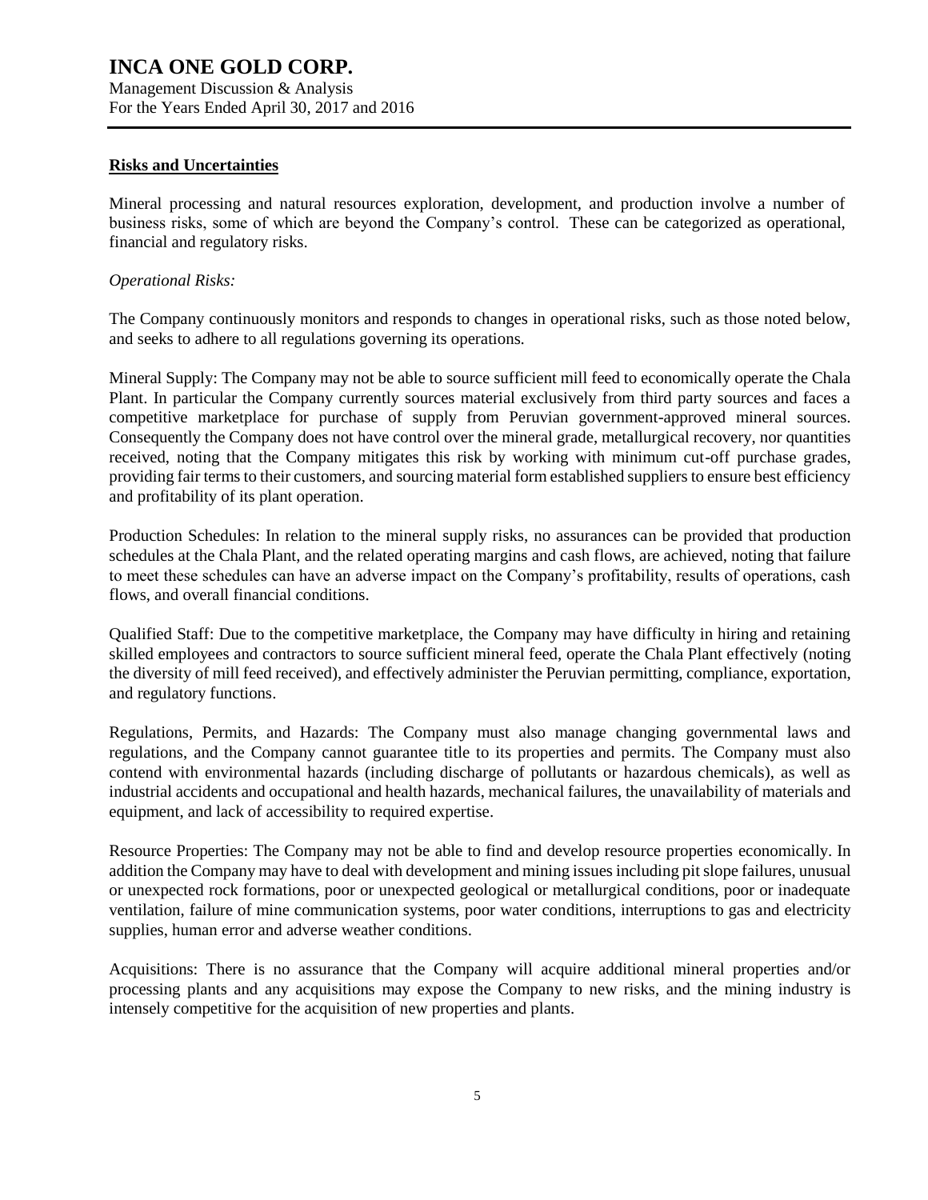## Risks and Uncertainties

Mineral processing and natural resources exploration, development, and production involve a number of business risks, some of which are beyond the Company's control. These can be categorized as operational, financial and regulatory risks.

*Operational Risks:*

The Company continuously monitors and responds to changes in operational risks, such as those noted below, and seeks to adhere to all regulations governing its operations.

Mineral Supply: The Company may not be able to source sufficient mill feed to economically operate the Chala Plant. In particular the Company currently sources material exclusively from third party sources and faces a competitive marketplace for purchase of supply from Peruvian government-approved mineral sources. Consequently the Company does not have control over the mineral grade, metallurgical recovery, nor quantities received, noting that the Company mitigates this risk by working with minimum cut-off purchase grades, providing fair terms to their customers, and sourcing material form established suppliers to ensure best efficiency and profitability of its plant operation.

Production Schedules: In relation to the mineral supply risks, no assurances can be provided that production schedules at the Chala Plant, and the related operating margins and cash flows, are achieved, noting that failure to meet these schedules can have an adverse impact on the Company's profitability, results of operations, cash flows, and overall financial conditions.

Qualified Staff: Due to the competitive marketplace, the Company may have difficulty in hiring and retaining skilled employees and contractors to source sufficient mineral feed, operate the Chala Plant effectively (noting the diversity of mill feed received), and effectively administer the Peruvian permitting, compliance, exportation, and regulatory functions.

Regulations, Permits, and Hazards: The Company must also manage changing governmental laws and regulations, and the Company cannot guarantee title to its properties and permits. The Company must also contend with environmental hazards (including discharge of pollutants or hazardous chemicals), as well as industrial accidents and occupational and health hazards, mechanical failures, the unavailability of materials and equipment, and lack of accessibility to required expertise.

Resource Properties: The Company may not be able to find and develop resource properties economically. In addition the Company may have to deal with development and mining issues including pit slope failures, unusual or unexpected rock formations, poor or unexpected geological or metallurgical conditions, poor or inadequate ventilation, failure of mine communication systems, poor water conditions, interruptions to gas and electricity supplies, human error and adverse weather conditions.

Acquisitions: There is no assurance that the Company will acquire additional mineral properties and/or processing plants and any acquisitions may expose the Company to new risks, and the mining industry is intensely competitive for the acquisition of new properties and plants.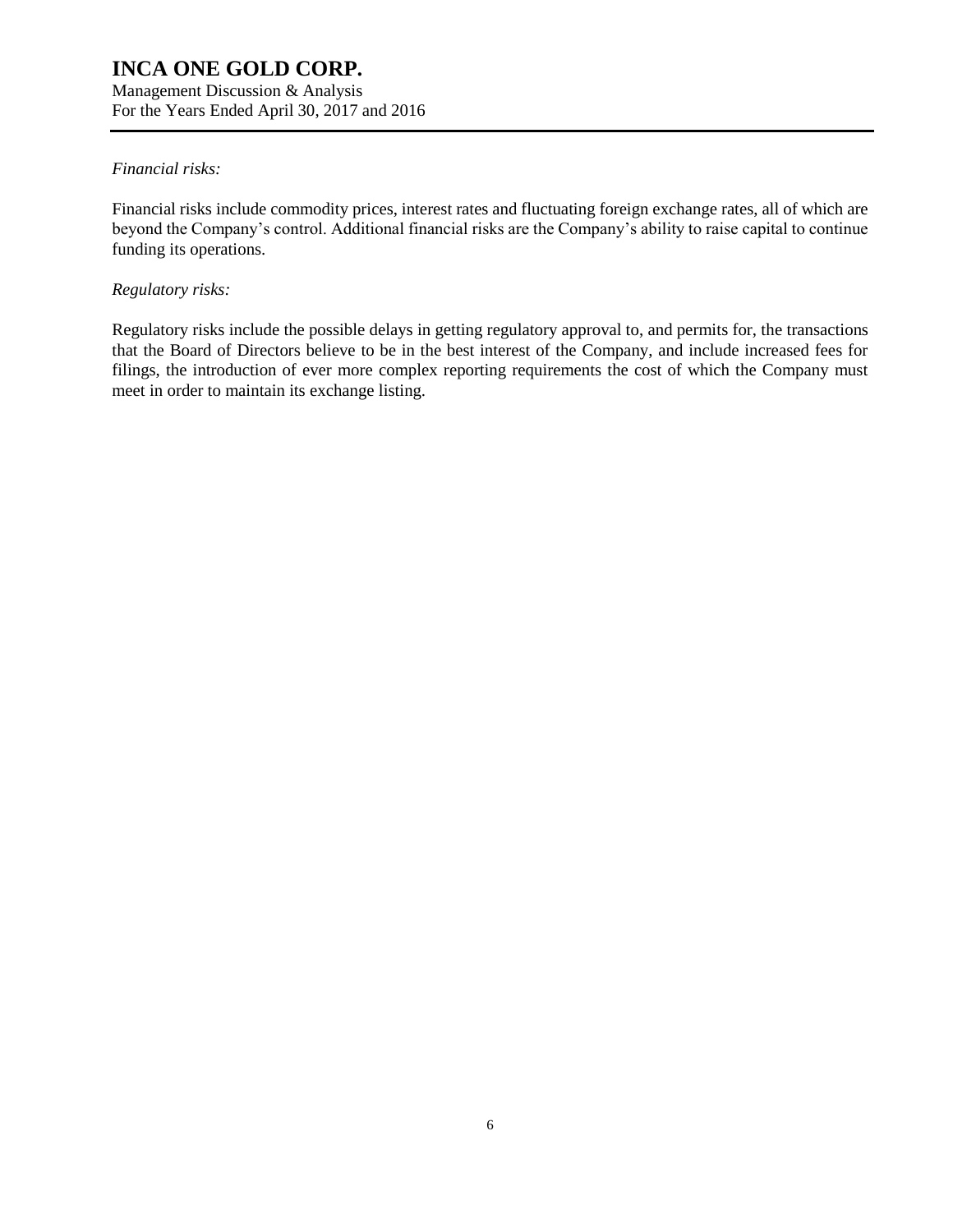*Financial risks:*

Financial risks include commodity prices, interest rates and fluctuating foreign exchange rates, all of which are beyond the Company's control. Additional financial risks are the Company's ability to raise capital to continue funding its operations.

*Regulatory risks:*

Regulatory risks include the possible delays in getting regulatory approval to, and permits for, the transactions that the Board of Directors believe to be in the best interest of the Company, and include increased fees for filings, the introduction of ever more complex reporting requirements the cost of which the Company must meet in order to maintain its exchange listing.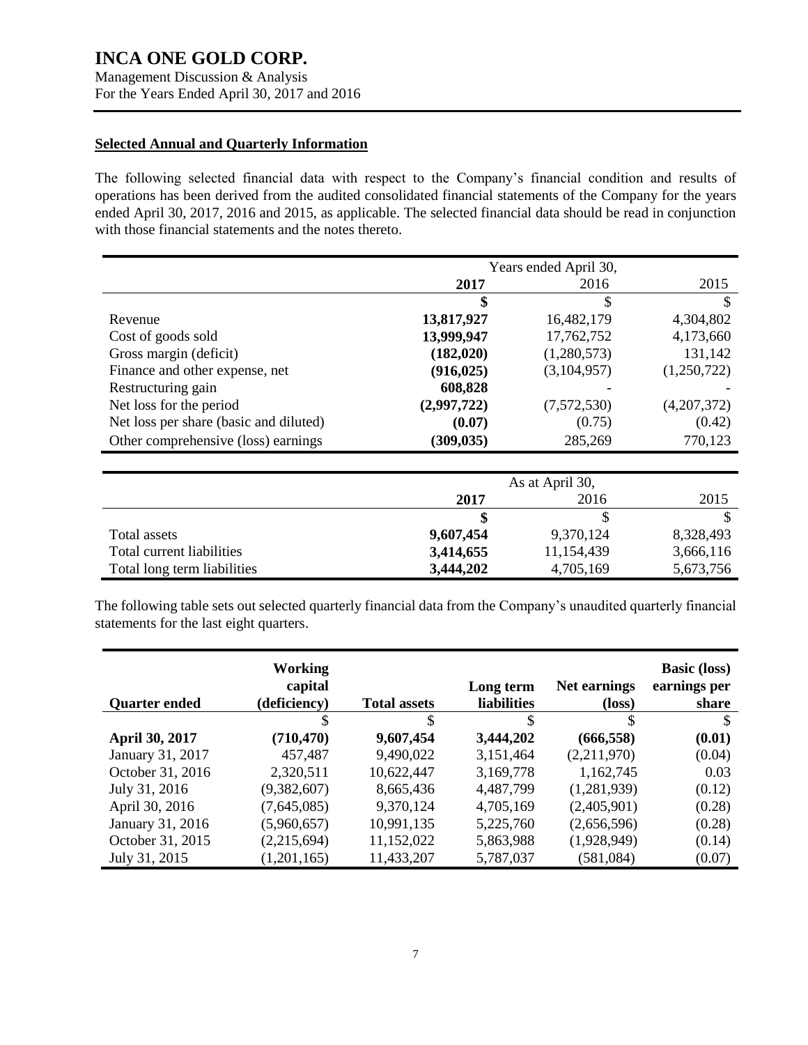## Selected Annual and Quarterly Information

The following selected financial data with respect to the Company's financial condition and results of operations has been derived from the audited consolidated financial statements of the Company for the years ended April 30, 2017, 2016 and 2015, as applicable. The selected financial data should be read in conjunction with those financial statements and the notes thereto.

| | Years ended April 30, | | |
|---|---|---|---|
| | **2017** | 2016 | 2015 |
| | **$** | $ | $ |
| Revenue | **13,817,927** | 16,482,179 | 4,304,802 |
| Cost of goods sold | **13,999,947** | 17,762,752 | 4,173,660 |
| Gross margin (deficit) | **(182,020)** | (1,280,573) | 131,142 |
| Finance and other expense, net | **(916,025)** | (3,104,957) | (1,250,722) |
| Restructuring gain | **608,828** | - | - |
| Net loss for the period | **(2,997,722)** | (7,572,530) | (4,207,372) |
| Net loss per share (basic and diluted) | **(0.07)** | (0.75) | (0.42) |
| Other comprehensive (loss) earnings | **(309,035)** | 285,269 | 770,123 |

| | As at April 30, | | |
|---|---|---|---|
| | **2017** | 2016 | 2015 |
| | **$** | $ | $ |
| Total assets | **9,607,454** | 9,370,124 | 8,328,493 |
| Total current liabilities | **3,414,655** | 11,154,439 | 3,666,116 |
| Total long term liabilities | **3,444,202** | 4,705,169 | 5,673,756 |

The following table sets out selected quarterly financial data from the Company's unaudited quarterly financial statements for the last eight quarters.

| Quarter ended | Working capital (deficiency) | Total assets | Long term liabilities | Net earnings (loss) | Basic (loss) earnings per share |
|---|---|---|---|---|---|
| | $ | $ | $ | $ | $ |
| **April 30, 2017** | **(710,470)** | **9,607,454** | **3,444,202** | **(666,558)** | **(0.01)** |
| January 31, 2017 | 457,487 | 9,490,022 | 3,151,464 | (2,211,970) | (0.04) |
| October 31, 2016 | 2,320,511 | 10,622,447 | 3,169,778 | 1,162,745 | 0.03 |
| July 31, 2016 | (9,382,607) | 8,665,436 | 4,487,799 | (1,281,939) | (0.12) |
| April 30, 2016 | (7,645,085) | 9,370,124 | 4,705,169 | (2,405,901) | (0.28) |
| January 31, 2016 | (5,960,657) | 10,991,135 | 5,225,760 | (2,656,596) | (0.28) |
| October 31, 2015 | (2,215,694) | 11,152,022 | 5,863,988 | (1,928,949) | (0.14) |
| July 31, 2015 | (1,201,165) | 11,433,207 | 5,787,037 | (581,084) | (0.07) |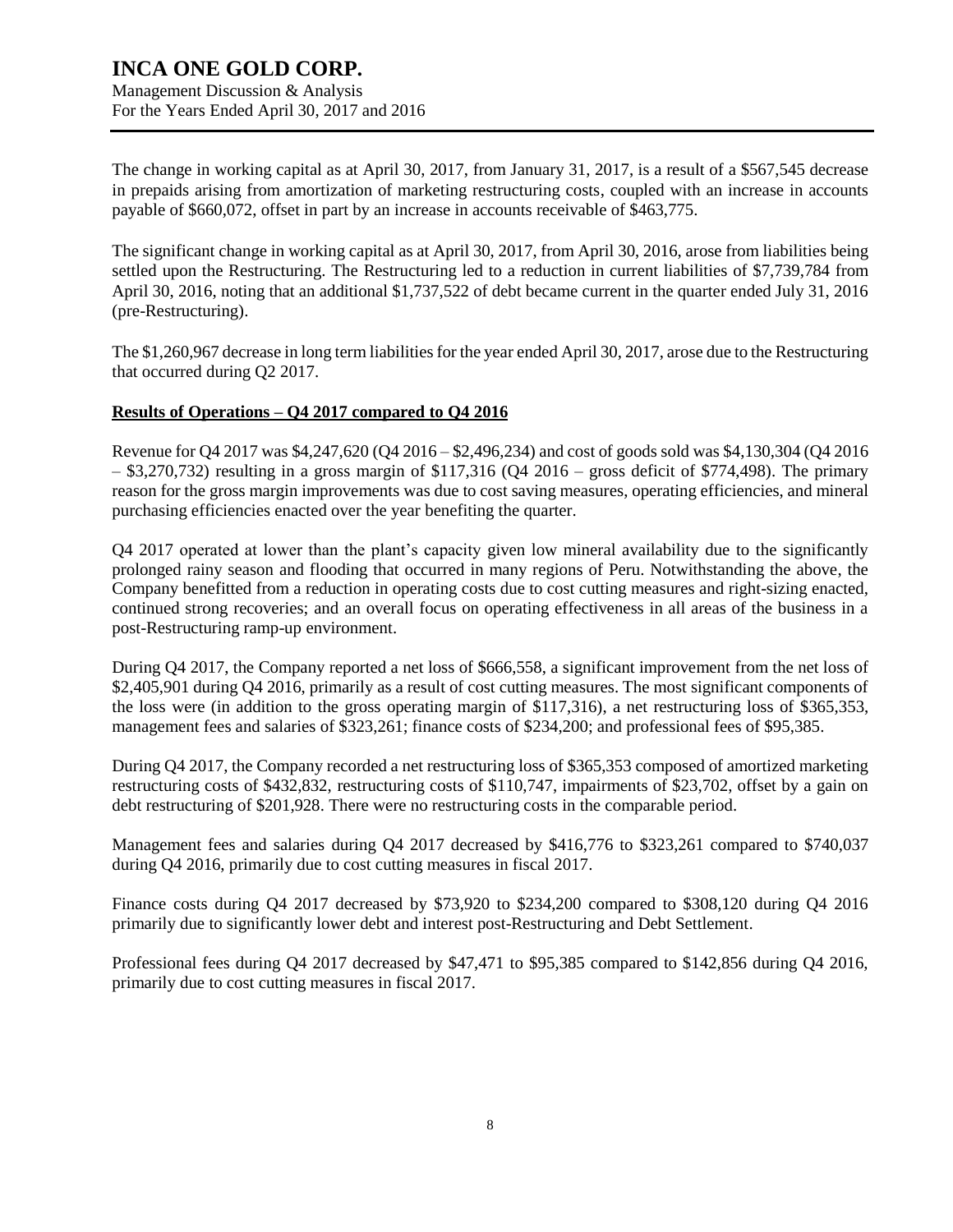The change in working capital as at April 30, 2017, from January 31, 2017, is a result of a $567,545 decrease in prepaids arising from amortization of marketing restructuring costs, coupled with an increase in accounts payable of $660,072, offset in part by an increase in accounts receivable of $463,775.

The significant change in working capital as at April 30, 2017, from April 30, 2016, arose from liabilities being settled upon the Restructuring. The Restructuring led to a reduction in current liabilities of $7,739,784 from April 30, 2016, noting that an additional $1,737,522 of debt became current in the quarter ended July 31, 2016 (pre-Restructuring).

The $1,260,967 decrease in long term liabilities for the year ended April 30, 2017, arose due to the Restructuring that occurred during Q2 2017.

## **Results of Operations – Q4 2017 compared to Q4 2016**

Revenue for Q4 2017 was $4,247,620 (Q4 2016 – $2,496,234) and cost of goods sold was $4,130,304 (Q4 2016 – $3,270,732) resulting in a gross margin of $117,316 (Q4 2016 – gross deficit of $774,498). The primary reason for the gross margin improvements was due to cost saving measures, operating efficiencies, and mineral purchasing efficiencies enacted over the year benefiting the quarter.

Q4 2017 operated at lower than the plant's capacity given low mineral availability due to the significantly prolonged rainy season and flooding that occurred in many regions of Peru. Notwithstanding the above, the Company benefitted from a reduction in operating costs due to cost cutting measures and right-sizing enacted, continued strong recoveries; and an overall focus on operating effectiveness in all areas of the business in a post-Restructuring ramp-up environment.

During Q4 2017, the Company reported a net loss of $666,558, a significant improvement from the net loss of $2,405,901 during Q4 2016, primarily as a result of cost cutting measures. The most significant components of the loss were (in addition to the gross operating margin of $117,316), a net restructuring loss of $365,353, management fees and salaries of $323,261; finance costs of $234,200; and professional fees of $95,385.

During Q4 2017, the Company recorded a net restructuring loss of $365,353 composed of amortized marketing restructuring costs of $432,832, restructuring costs of $110,747, impairments of $23,702, offset by a gain on debt restructuring of $201,928. There were no restructuring costs in the comparable period.

Management fees and salaries during Q4 2017 decreased by $416,776 to $323,261 compared to $740,037 during Q4 2016, primarily due to cost cutting measures in fiscal 2017.

Finance costs during Q4 2017 decreased by $73,920 to $234,200 compared to $308,120 during Q4 2016 primarily due to significantly lower debt and interest post-Restructuring and Debt Settlement.

Professional fees during Q4 2017 decreased by $47,471 to $95,385 compared to $142,856 during Q4 2016, primarily due to cost cutting measures in fiscal 2017.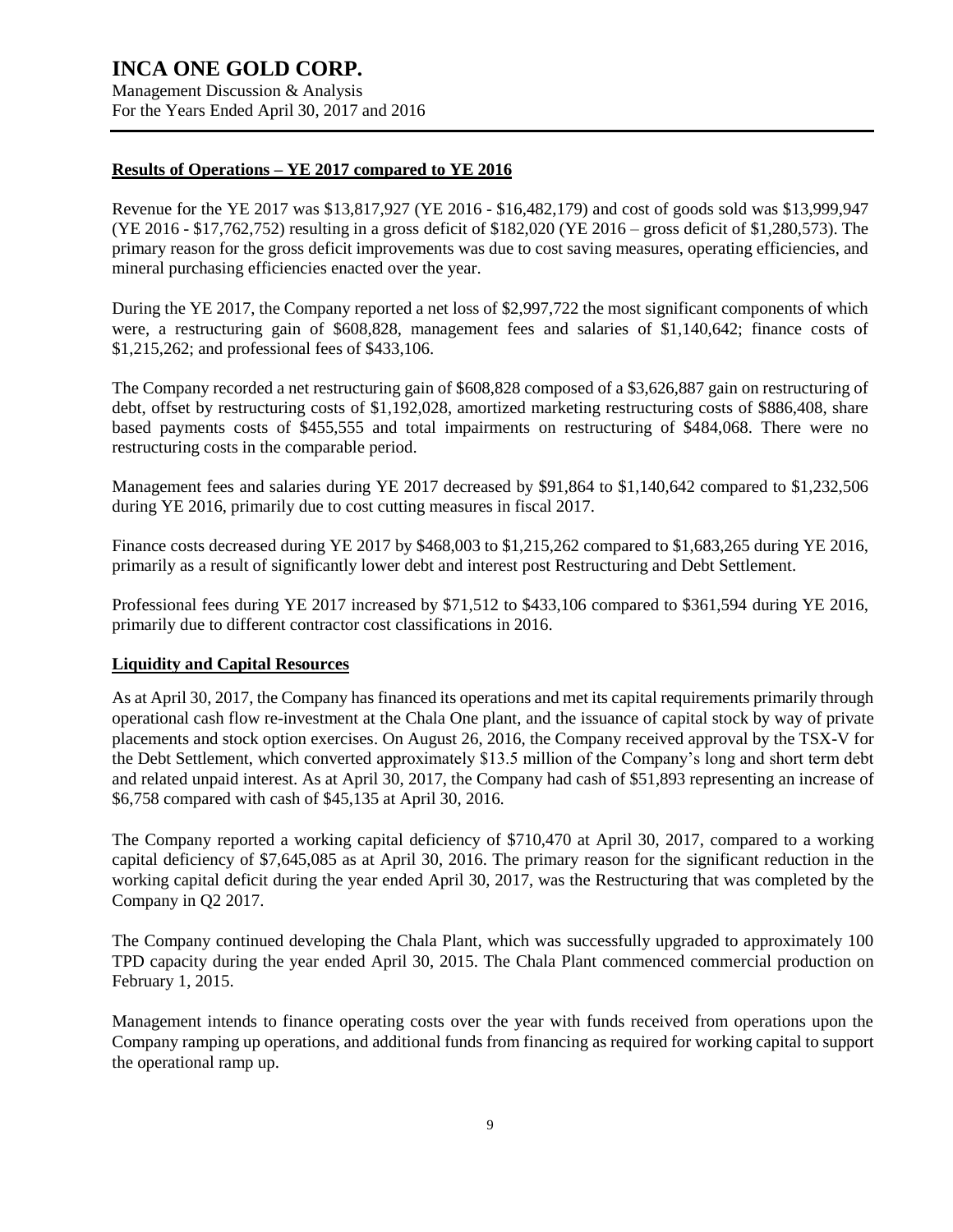## Results of Operations – YE 2017 compared to YE 2016

Revenue for the YE 2017 was $13,817,927 (YE 2016 - $16,482,179) and cost of goods sold was $13,999,947 (YE 2016 - $17,762,752) resulting in a gross deficit of $182,020 (YE 2016 – gross deficit of $1,280,573). The primary reason for the gross deficit improvements was due to cost saving measures, operating efficiencies, and mineral purchasing efficiencies enacted over the year.

During the YE 2017, the Company reported a net loss of $2,997,722 the most significant components of which were, a restructuring gain of $608,828, management fees and salaries of $1,140,642; finance costs of $1,215,262; and professional fees of $433,106.

The Company recorded a net restructuring gain of $608,828 composed of a $3,626,887 gain on restructuring of debt, offset by restructuring costs of $1,192,028, amortized marketing restructuring costs of $886,408, share based payments costs of $455,555 and total impairments on restructuring of $484,068. There were no restructuring costs in the comparable period.

Management fees and salaries during YE 2017 decreased by $91,864 to $1,140,642 compared to $1,232,506 during YE 2016, primarily due to cost cutting measures in fiscal 2017.

Finance costs decreased during YE 2017 by $468,003 to $1,215,262 compared to $1,683,265 during YE 2016, primarily as a result of significantly lower debt and interest post Restructuring and Debt Settlement.

Professional fees during YE 2017 increased by $71,512 to $433,106 compared to $361,594 during YE 2016, primarily due to different contractor cost classifications in 2016.

## Liquidity and Capital Resources

As at April 30, 2017, the Company has financed its operations and met its capital requirements primarily through operational cash flow re-investment at the Chala One plant, and the issuance of capital stock by way of private placements and stock option exercises. On August 26, 2016, the Company received approval by the TSX-V for the Debt Settlement, which converted approximately $13.5 million of the Company's long and short term debt and related unpaid interest. As at April 30, 2017, the Company had cash of $51,893 representing an increase of $6,758 compared with cash of $45,135 at April 30, 2016.

The Company reported a working capital deficiency of $710,470 at April 30, 2017, compared to a working capital deficiency of $7,645,085 as at April 30, 2016. The primary reason for the significant reduction in the working capital deficit during the year ended April 30, 2017, was the Restructuring that was completed by the Company in Q2 2017.

The Company continued developing the Chala Plant, which was successfully upgraded to approximately 100 TPD capacity during the year ended April 30, 2015. The Chala Plant commenced commercial production on February 1, 2015.

Management intends to finance operating costs over the year with funds received from operations upon the Company ramping up operations, and additional funds from financing as required for working capital to support the operational ramp up.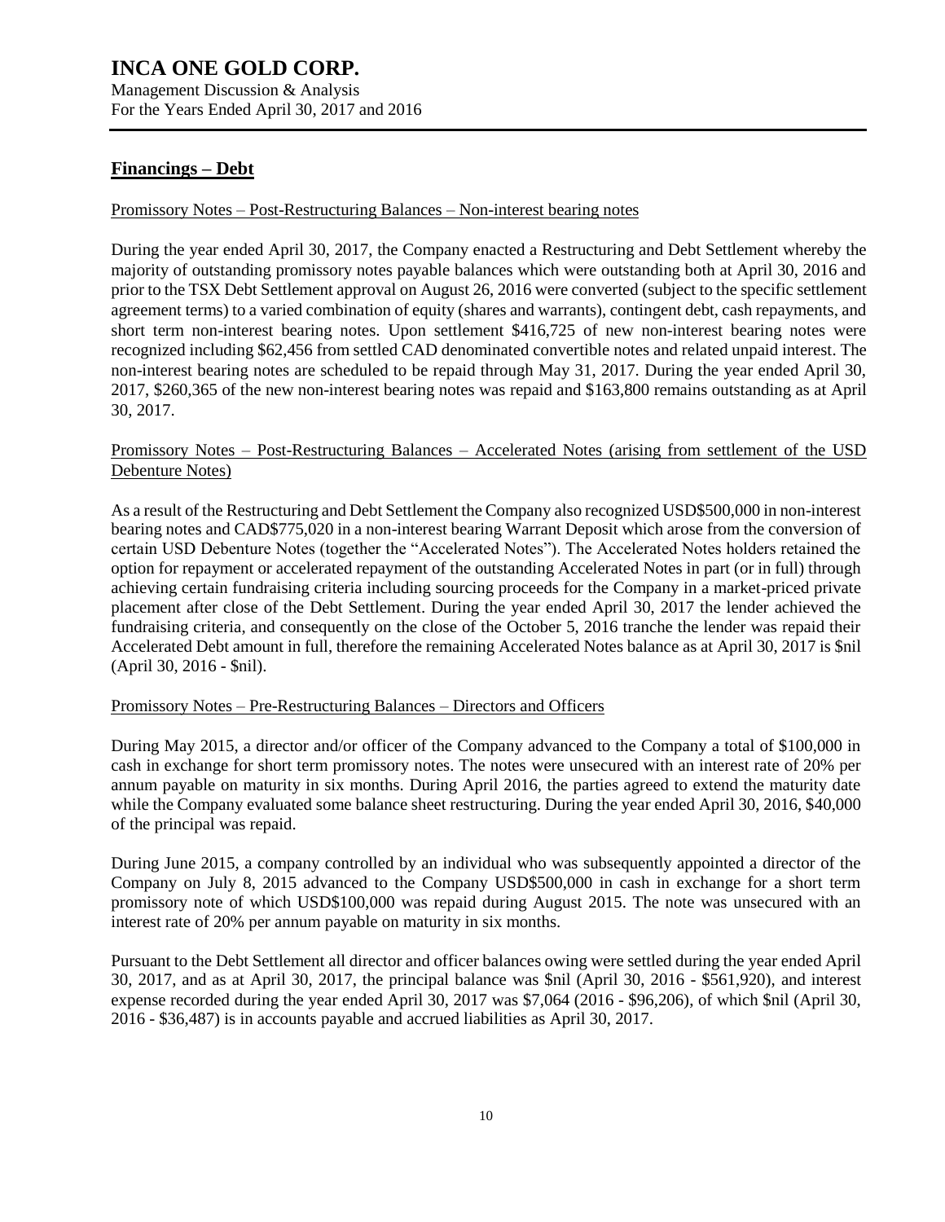## Financings – Debt

Promissory Notes – Post-Restructuring Balances – Non-interest bearing notes

During the year ended April 30, 2017, the Company enacted a Restructuring and Debt Settlement whereby the majority of outstanding promissory notes payable balances which were outstanding both at April 30, 2016 and prior to the TSX Debt Settlement approval on August 26, 2016 were converted (subject to the specific settlement agreement terms) to a varied combination of equity (shares and warrants), contingent debt, cash repayments, and short term non-interest bearing notes. Upon settlement $416,725 of new non-interest bearing notes were recognized including $62,456 from settled CAD denominated convertible notes and related unpaid interest. The non-interest bearing notes are scheduled to be repaid through May 31, 2017. During the year ended April 30, 2017, $260,365 of the new non-interest bearing notes was repaid and $163,800 remains outstanding as at April 30, 2017.

Promissory Notes – Post-Restructuring Balances – Accelerated Notes (arising from settlement of the USD Debenture Notes)

As a result of the Restructuring and Debt Settlement the Company also recognized USD$500,000 in non-interest bearing notes and CAD$775,020 in a non-interest bearing Warrant Deposit which arose from the conversion of certain USD Debenture Notes (together the "Accelerated Notes"). The Accelerated Notes holders retained the option for repayment or accelerated repayment of the outstanding Accelerated Notes in part (or in full) through achieving certain fundraising criteria including sourcing proceeds for the Company in a market-priced private placement after close of the Debt Settlement. During the year ended April 30, 2017 the lender achieved the fundraising criteria, and consequently on the close of the October 5, 2016 tranche the lender was repaid their Accelerated Debt amount in full, therefore the remaining Accelerated Notes balance as at April 30, 2017 is $nil (April 30, 2016 - $nil).

Promissory Notes – Pre-Restructuring Balances – Directors and Officers

During May 2015, a director and/or officer of the Company advanced to the Company a total of $100,000 in cash in exchange for short term promissory notes. The notes were unsecured with an interest rate of 20% per annum payable on maturity in six months. During April 2016, the parties agreed to extend the maturity date while the Company evaluated some balance sheet restructuring. During the year ended April 30, 2016, $40,000 of the principal was repaid.

During June 2015, a company controlled by an individual who was subsequently appointed a director of the Company on July 8, 2015 advanced to the Company USD$500,000 in cash in exchange for a short term promissory note of which USD$100,000 was repaid during August 2015. The note was unsecured with an interest rate of 20% per annum payable on maturity in six months.

Pursuant to the Debt Settlement all director and officer balances owing were settled during the year ended April 30, 2017, and as at April 30, 2017, the principal balance was $nil (April 30, 2016 - $561,920), and interest expense recorded during the year ended April 30, 2017 was $7,064 (2016 - $96,206), of which $nil (April 30, 2016 - $36,487) is in accounts payable and accrued liabilities as April 30, 2017.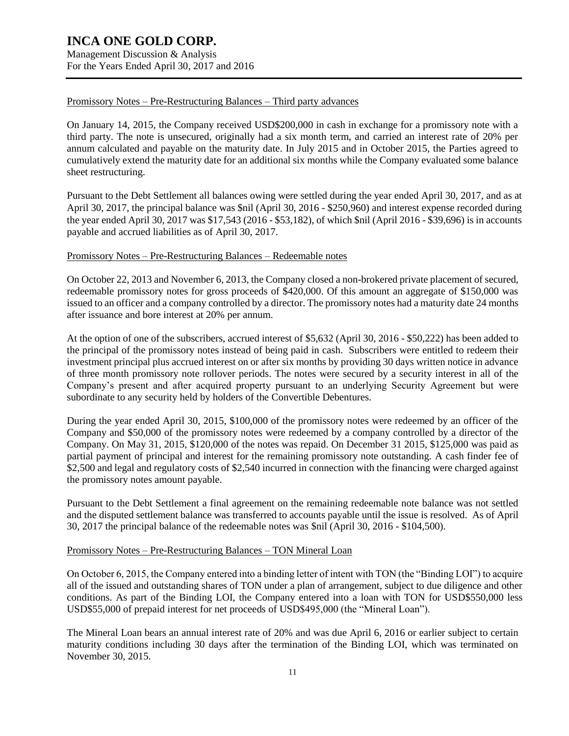Promissory Notes – Pre-Restructuring Balances – Third party advances

On January 14, 2015, the Company received USD$200,000 in cash in exchange for a promissory note with a third party. The note is unsecured, originally had a six month term, and carried an interest rate of 20% per annum calculated and payable on the maturity date. In July 2015 and in October 2015, the Parties agreed to cumulatively extend the maturity date for an additional six months while the Company evaluated some balance sheet restructuring.

Pursuant to the Debt Settlement all balances owing were settled during the year ended April 30, 2017, and as at April 30, 2017, the principal balance was $nil (April 30, 2016 - $250,960) and interest expense recorded during the year ended April 30, 2017 was $17,543 (2016 - $53,182), of which $nil (April 2016 - $39,696) is in accounts payable and accrued liabilities as of April 30, 2017.

Promissory Notes – Pre-Restructuring Balances – Redeemable notes

On October 22, 2013 and November 6, 2013, the Company closed a non-brokered private placement of secured, redeemable promissory notes for gross proceeds of $420,000. Of this amount an aggregate of $150,000 was issued to an officer and a company controlled by a director. The promissory notes had a maturity date 24 months after issuance and bore interest at 20% per annum.

At the option of one of the subscribers, accrued interest of $5,632 (April 30, 2016 - $50,222) has been added to the principal of the promissory notes instead of being paid in cash. Subscribers were entitled to redeem their investment principal plus accrued interest on or after six months by providing 30 days written notice in advance of three month promissory note rollover periods. The notes were secured by a security interest in all of the Company's present and after acquired property pursuant to an underlying Security Agreement but were subordinate to any security held by holders of the Convertible Debentures.

During the year ended April 30, 2015, $100,000 of the promissory notes were redeemed by an officer of the Company and $50,000 of the promissory notes were redeemed by a company controlled by a director of the Company. On May 31, 2015, $120,000 of the notes was repaid. On December 31 2015, $125,000 was paid as partial payment of principal and interest for the remaining promissory note outstanding. A cash finder fee of $2,500 and legal and regulatory costs of $2,540 incurred in connection with the financing were charged against the promissory notes amount payable.

Pursuant to the Debt Settlement a final agreement on the remaining redeemable note balance was not settled and the disputed settlement balance was transferred to accounts payable until the issue is resolved. As of April 30, 2017 the principal balance of the redeemable notes was $nil (April 30, 2016 - $104,500).

Promissory Notes – Pre-Restructuring Balances – TON Mineral Loan

On October 6, 2015, the Company entered into a binding letter of intent with TON (the "Binding LOI") to acquire all of the issued and outstanding shares of TON under a plan of arrangement, subject to due diligence and other conditions. As part of the Binding LOI, the Company entered into a loan with TON for USD$550,000 less USD$55,000 of prepaid interest for net proceeds of USD$495,000 (the "Mineral Loan").

The Mineral Loan bears an annual interest rate of 20% and was due April 6, 2016 or earlier subject to certain maturity conditions including 30 days after the termination of the Binding LOI, which was terminated on November 30, 2015.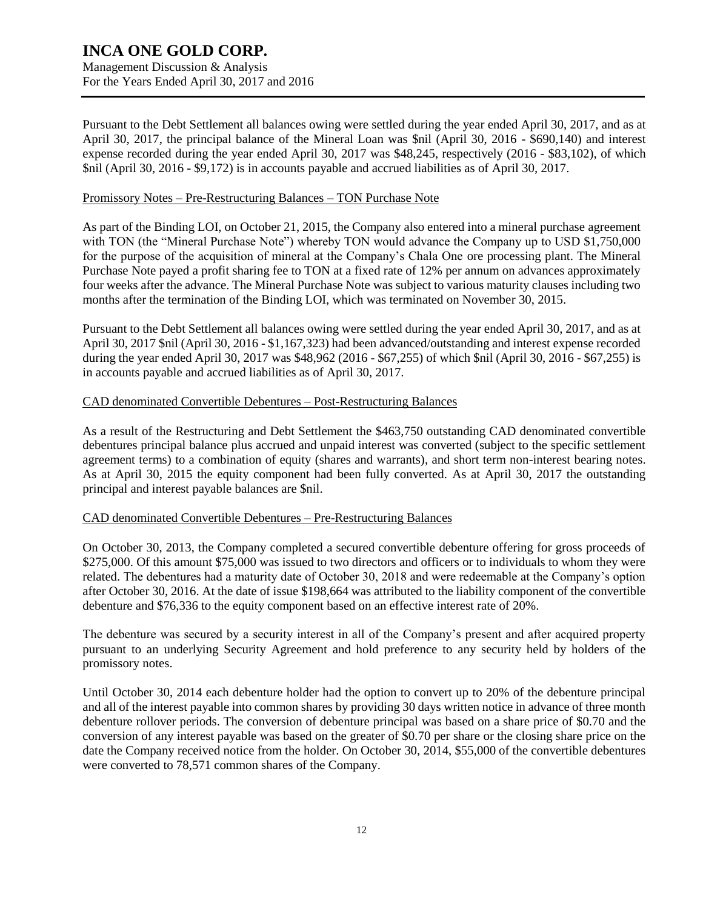Pursuant to the Debt Settlement all balances owing were settled during the year ended April 30, 2017, and as at April 30, 2017, the principal balance of the Mineral Loan was $nil (April 30, 2016 - $690,140) and interest expense recorded during the year ended April 30, 2017 was $48,245, respectively (2016 - $83,102), of which $nil (April 30, 2016 - $9,172) is in accounts payable and accrued liabilities as of April 30, 2017.

Promissory Notes – Pre-Restructuring Balances – TON Purchase Note

As part of the Binding LOI, on October 21, 2015, the Company also entered into a mineral purchase agreement with TON (the "Mineral Purchase Note") whereby TON would advance the Company up to USD $1,750,000 for the purpose of the acquisition of mineral at the Company's Chala One ore processing plant. The Mineral Purchase Note payed a profit sharing fee to TON at a fixed rate of 12% per annum on advances approximately four weeks after the advance. The Mineral Purchase Note was subject to various maturity clauses including two months after the termination of the Binding LOI, which was terminated on November 30, 2015.

Pursuant to the Debt Settlement all balances owing were settled during the year ended April 30, 2017, and as at April 30, 2017 $nil (April 30, 2016 - $1,167,323) had been advanced/outstanding and interest expense recorded during the year ended April 30, 2017 was $48,962 (2016 - $67,255) of which $nil (April 30, 2016 - $67,255) is in accounts payable and accrued liabilities as of April 30, 2017.

CAD denominated Convertible Debentures – Post-Restructuring Balances

As a result of the Restructuring and Debt Settlement the $463,750 outstanding CAD denominated convertible debentures principal balance plus accrued and unpaid interest was converted (subject to the specific settlement agreement terms) to a combination of equity (shares and warrants), and short term non-interest bearing notes. As at April 30, 2015 the equity component had been fully converted. As at April 30, 2017 the outstanding principal and interest payable balances are $nil.

CAD denominated Convertible Debentures – Pre-Restructuring Balances

On October 30, 2013, the Company completed a secured convertible debenture offering for gross proceeds of $275,000. Of this amount $75,000 was issued to two directors and officers or to individuals to whom they were related. The debentures had a maturity date of October 30, 2018 and were redeemable at the Company's option after October 30, 2016. At the date of issue $198,664 was attributed to the liability component of the convertible debenture and $76,336 to the equity component based on an effective interest rate of 20%.

The debenture was secured by a security interest in all of the Company's present and after acquired property pursuant to an underlying Security Agreement and hold preference to any security held by holders of the promissory notes.

Until October 30, 2014 each debenture holder had the option to convert up to 20% of the debenture principal and all of the interest payable into common shares by providing 30 days written notice in advance of three month debenture rollover periods. The conversion of debenture principal was based on a share price of $0.70 and the conversion of any interest payable was based on the greater of $0.70 per share or the closing share price on the date the Company received notice from the holder. On October 30, 2014, $55,000 of the convertible debentures were converted to 78,571 common shares of the Company.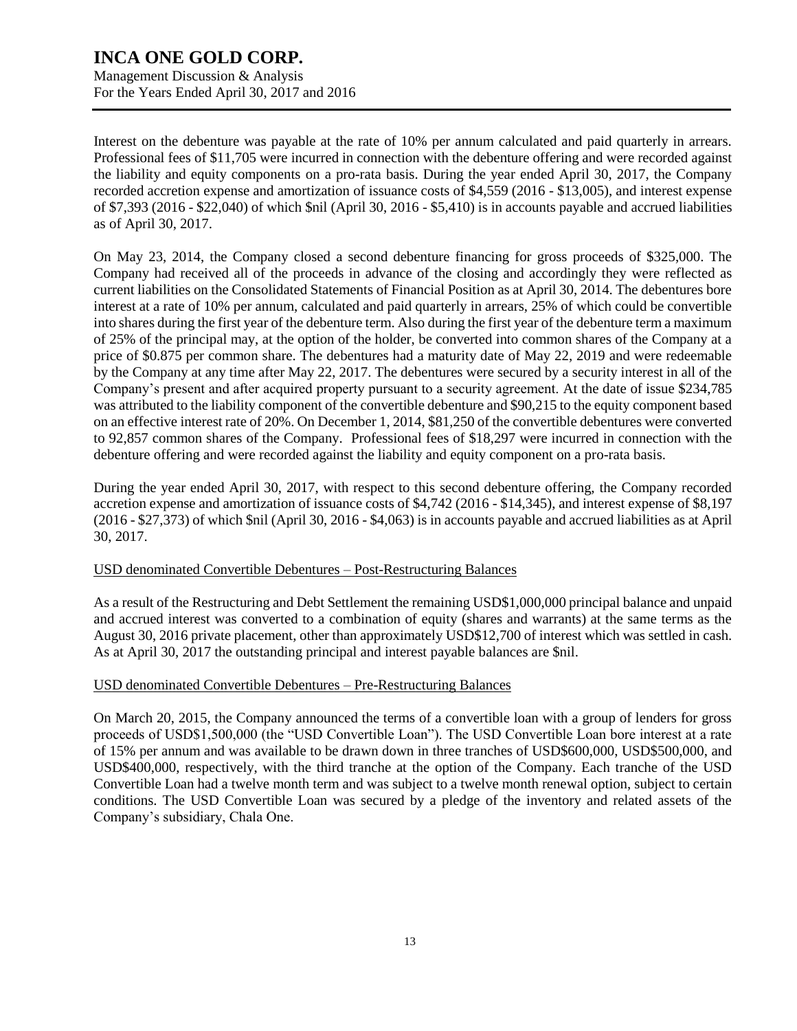Interest on the debenture was payable at the rate of 10% per annum calculated and paid quarterly in arrears. Professional fees of $11,705 were incurred in connection with the debenture offering and were recorded against the liability and equity components on a pro-rata basis. During the year ended April 30, 2017, the Company recorded accretion expense and amortization of issuance costs of $4,559 (2016 - $13,005), and interest expense of $7,393 (2016 - $22,040) of which $nil (April 30, 2016 - $5,410) is in accounts payable and accrued liabilities as of April 30, 2017.

On May 23, 2014, the Company closed a second debenture financing for gross proceeds of $325,000. The Company had received all of the proceeds in advance of the closing and accordingly they were reflected as current liabilities on the Consolidated Statements of Financial Position as at April 30, 2014. The debentures bore interest at a rate of 10% per annum, calculated and paid quarterly in arrears, 25% of which could be convertible into shares during the first year of the debenture term. Also during the first year of the debenture term a maximum of 25% of the principal may, at the option of the holder, be converted into common shares of the Company at a price of $0.875 per common share. The debentures had a maturity date of May 22, 2019 and were redeemable by the Company at any time after May 22, 2017. The debentures were secured by a security interest in all of the Company's present and after acquired property pursuant to a security agreement. At the date of issue $234,785 was attributed to the liability component of the convertible debenture and $90,215 to the equity component based on an effective interest rate of 20%. On December 1, 2014, $81,250 of the convertible debentures were converted to 92,857 common shares of the Company. Professional fees of $18,297 were incurred in connection with the debenture offering and were recorded against the liability and equity component on a pro-rata basis.

During the year ended April 30, 2017, with respect to this second debenture offering, the Company recorded accretion expense and amortization of issuance costs of $4,742 (2016 - $14,345), and interest expense of $8,197 (2016 - $27,373) of which $nil (April 30, 2016 - $4,063) is in accounts payable and accrued liabilities as at April 30, 2017.

USD denominated Convertible Debentures – Post-Restructuring Balances

As a result of the Restructuring and Debt Settlement the remaining USD$1,000,000 principal balance and unpaid and accrued interest was converted to a combination of equity (shares and warrants) at the same terms as the August 30, 2016 private placement, other than approximately USD$12,700 of interest which was settled in cash. As at April 30, 2017 the outstanding principal and interest payable balances are $nil.

USD denominated Convertible Debentures – Pre-Restructuring Balances

On March 20, 2015, the Company announced the terms of a convertible loan with a group of lenders for gross proceeds of USD$1,500,000 (the "USD Convertible Loan"). The USD Convertible Loan bore interest at a rate of 15% per annum and was available to be drawn down in three tranches of USD$600,000, USD$500,000, and USD$400,000, respectively, with the third tranche at the option of the Company. Each tranche of the USD Convertible Loan had a twelve month term and was subject to a twelve month renewal option, subject to certain conditions. The USD Convertible Loan was secured by a pledge of the inventory and related assets of the Company's subsidiary, Chala One.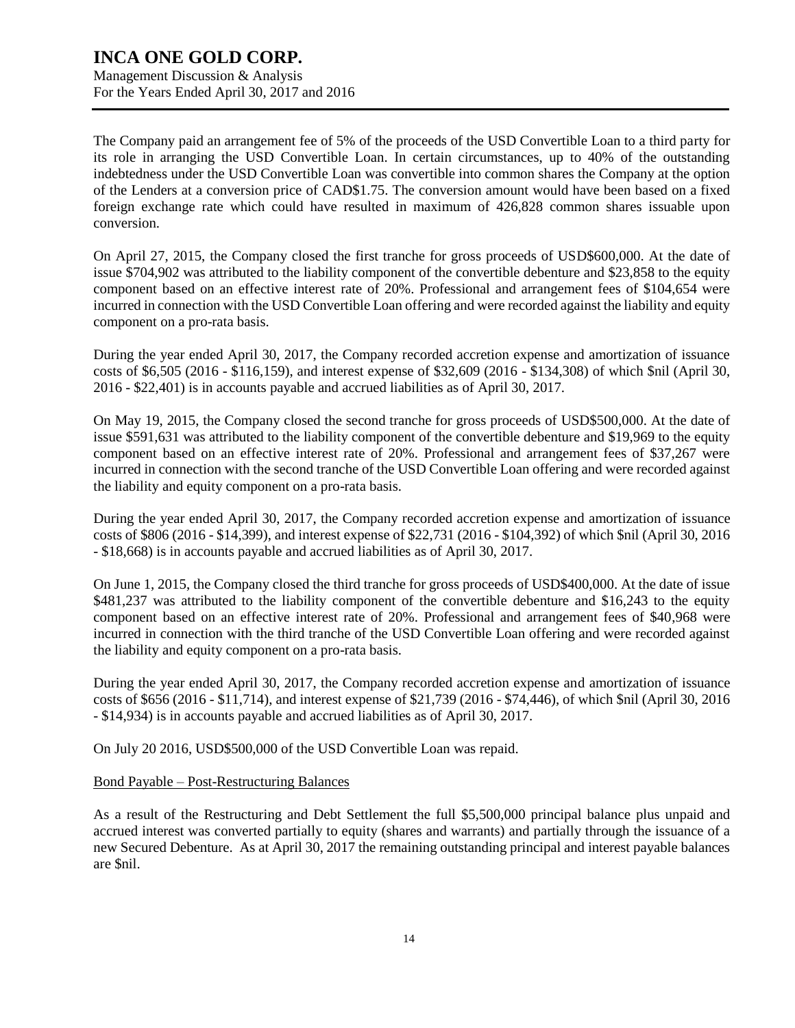The Company paid an arrangement fee of 5% of the proceeds of the USD Convertible Loan to a third party for its role in arranging the USD Convertible Loan. In certain circumstances, up to 40% of the outstanding indebtedness under the USD Convertible Loan was convertible into common shares the Company at the option of the Lenders at a conversion price of CAD$1.75. The conversion amount would have been based on a fixed foreign exchange rate which could have resulted in maximum of 426,828 common shares issuable upon conversion.

On April 27, 2015, the Company closed the first tranche for gross proceeds of USD$600,000. At the date of issue $704,902 was attributed to the liability component of the convertible debenture and $23,858 to the equity component based on an effective interest rate of 20%. Professional and arrangement fees of $104,654 were incurred in connection with the USD Convertible Loan offering and were recorded against the liability and equity component on a pro-rata basis.

During the year ended April 30, 2017, the Company recorded accretion expense and amortization of issuance costs of $6,505 (2016 - $116,159), and interest expense of $32,609 (2016 - $134,308) of which $nil (April 30, 2016 - $22,401) is in accounts payable and accrued liabilities as of April 30, 2017.

On May 19, 2015, the Company closed the second tranche for gross proceeds of USD$500,000. At the date of issue $591,631 was attributed to the liability component of the convertible debenture and $19,969 to the equity component based on an effective interest rate of 20%. Professional and arrangement fees of $37,267 were incurred in connection with the second tranche of the USD Convertible Loan offering and were recorded against the liability and equity component on a pro-rata basis.

During the year ended April 30, 2017, the Company recorded accretion expense and amortization of issuance costs of $806 (2016 - $14,399), and interest expense of $22,731 (2016 - $104,392) of which $nil (April 30, 2016 - $18,668) is in accounts payable and accrued liabilities as of April 30, 2017.

On June 1, 2015, the Company closed the third tranche for gross proceeds of USD$400,000. At the date of issue $481,237 was attributed to the liability component of the convertible debenture and $16,243 to the equity component based on an effective interest rate of 20%. Professional and arrangement fees of $40,968 were incurred in connection with the third tranche of the USD Convertible Loan offering and were recorded against the liability and equity component on a pro-rata basis.

During the year ended April 30, 2017, the Company recorded accretion expense and amortization of issuance costs of $656 (2016 - $11,714), and interest expense of $21,739 (2016 - $74,446), of which $nil (April 30, 2016 - $14,934) is in accounts payable and accrued liabilities as of April 30, 2017.

On July 20 2016, USD$500,000 of the USD Convertible Loan was repaid.

Bond Payable – Post-Restructuring Balances

As a result of the Restructuring and Debt Settlement the full $5,500,000 principal balance plus unpaid and accrued interest was converted partially to equity (shares and warrants) and partially through the issuance of a new Secured Debenture. As at April 30, 2017 the remaining outstanding principal and interest payable balances are $nil.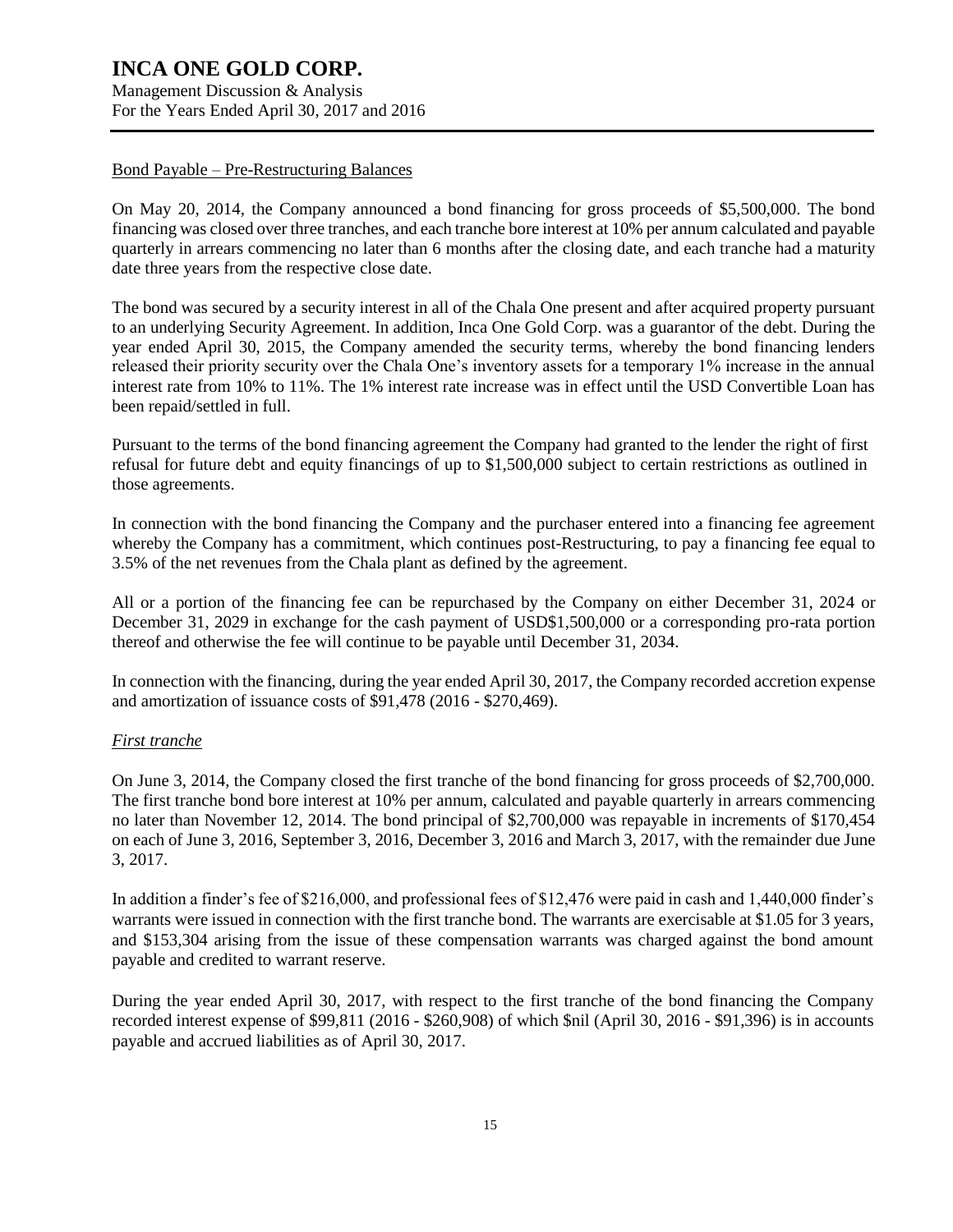Bond Payable – Pre-Restructuring Balances

On May 20, 2014, the Company announced a bond financing for gross proceeds of $5,500,000. The bond financing was closed over three tranches, and each tranche bore interest at 10% per annum calculated and payable quarterly in arrears commencing no later than 6 months after the closing date, and each tranche had a maturity date three years from the respective close date.

The bond was secured by a security interest in all of the Chala One present and after acquired property pursuant to an underlying Security Agreement. In addition, Inca One Gold Corp. was a guarantor of the debt. During the year ended April 30, 2015, the Company amended the security terms, whereby the bond financing lenders released their priority security over the Chala One's inventory assets for a temporary 1% increase in the annual interest rate from 10% to 11%. The 1% interest rate increase was in effect until the USD Convertible Loan has been repaid/settled in full.

Pursuant to the terms of the bond financing agreement the Company had granted to the lender the right of first refusal for future debt and equity financings of up to $1,500,000 subject to certain restrictions as outlined in those agreements.

In connection with the bond financing the Company and the purchaser entered into a financing fee agreement whereby the Company has a commitment, which continues post-Restructuring, to pay a financing fee equal to 3.5% of the net revenues from the Chala plant as defined by the agreement.

All or a portion of the financing fee can be repurchased by the Company on either December 31, 2024 or December 31, 2029 in exchange for the cash payment of USD$1,500,000 or a corresponding pro-rata portion thereof and otherwise the fee will continue to be payable until December 31, 2034.

In connection with the financing, during the year ended April 30, 2017, the Company recorded accretion expense and amortization of issuance costs of $91,478 (2016 - $270,469).

*First tranche*

On June 3, 2014, the Company closed the first tranche of the bond financing for gross proceeds of $2,700,000. The first tranche bond bore interest at 10% per annum, calculated and payable quarterly in arrears commencing no later than November 12, 2014. The bond principal of $2,700,000 was repayable in increments of $170,454 on each of June 3, 2016, September 3, 2016, December 3, 2016 and March 3, 2017, with the remainder due June 3, 2017.

In addition a finder's fee of $216,000, and professional fees of $12,476 were paid in cash and 1,440,000 finder's warrants were issued in connection with the first tranche bond. The warrants are exercisable at $1.05 for 3 years, and $153,304 arising from the issue of these compensation warrants was charged against the bond amount payable and credited to warrant reserve.

During the year ended April 30, 2017, with respect to the first tranche of the bond financing the Company recorded interest expense of $99,811 (2016 - $260,908) of which $nil (April 30, 2016 - $91,396) is in accounts payable and accrued liabilities as of April 30, 2017.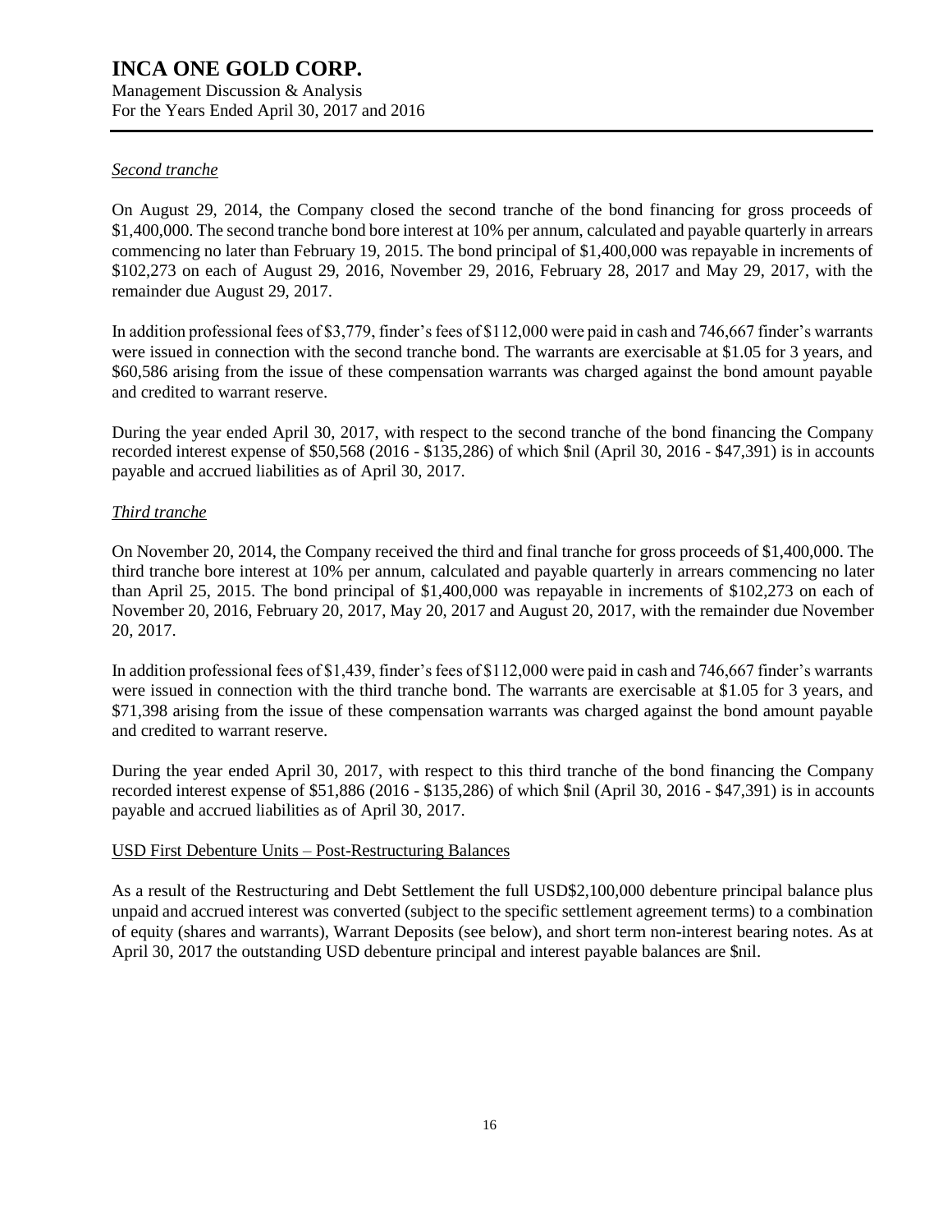*Second tranche*

On August 29, 2014, the Company closed the second tranche of the bond financing for gross proceeds of $1,400,000. The second tranche bond bore interest at 10% per annum, calculated and payable quarterly in arrears commencing no later than February 19, 2015. The bond principal of $1,400,000 was repayable in increments of $102,273 on each of August 29, 2016, November 29, 2016, February 28, 2017 and May 29, 2017, with the remainder due August 29, 2017.

In addition professional fees of $3,779, finder's fees of $112,000 were paid in cash and 746,667 finder's warrants were issued in connection with the second tranche bond. The warrants are exercisable at $1.05 for 3 years, and $60,586 arising from the issue of these compensation warrants was charged against the bond amount payable and credited to warrant reserve.

During the year ended April 30, 2017, with respect to the second tranche of the bond financing the Company recorded interest expense of $50,568 (2016 - $135,286) of which $nil (April 30, 2016 - $47,391) is in accounts payable and accrued liabilities as of April 30, 2017.

*Third tranche*

On November 20, 2014, the Company received the third and final tranche for gross proceeds of $1,400,000. The third tranche bore interest at 10% per annum, calculated and payable quarterly in arrears commencing no later than April 25, 2015. The bond principal of $1,400,000 was repayable in increments of $102,273 on each of November 20, 2016, February 20, 2017, May 20, 2017 and August 20, 2017, with the remainder due November 20, 2017.

In addition professional fees of $1,439, finder's fees of $112,000 were paid in cash and 746,667 finder's warrants were issued in connection with the third tranche bond. The warrants are exercisable at $1.05 for 3 years, and $71,398 arising from the issue of these compensation warrants was charged against the bond amount payable and credited to warrant reserve.

During the year ended April 30, 2017, with respect to this third tranche of the bond financing the Company recorded interest expense of $51,886 (2016 - $135,286) of which $nil (April 30, 2016 - $47,391) is in accounts payable and accrued liabilities as of April 30, 2017.

USD First Debenture Units – Post-Restructuring Balances

As a result of the Restructuring and Debt Settlement the full USD$2,100,000 debenture principal balance plus unpaid and accrued interest was converted (subject to the specific settlement agreement terms) to a combination of equity (shares and warrants), Warrant Deposits (see below), and short term non-interest bearing notes. As at April 30, 2017 the outstanding USD debenture principal and interest payable balances are $nil.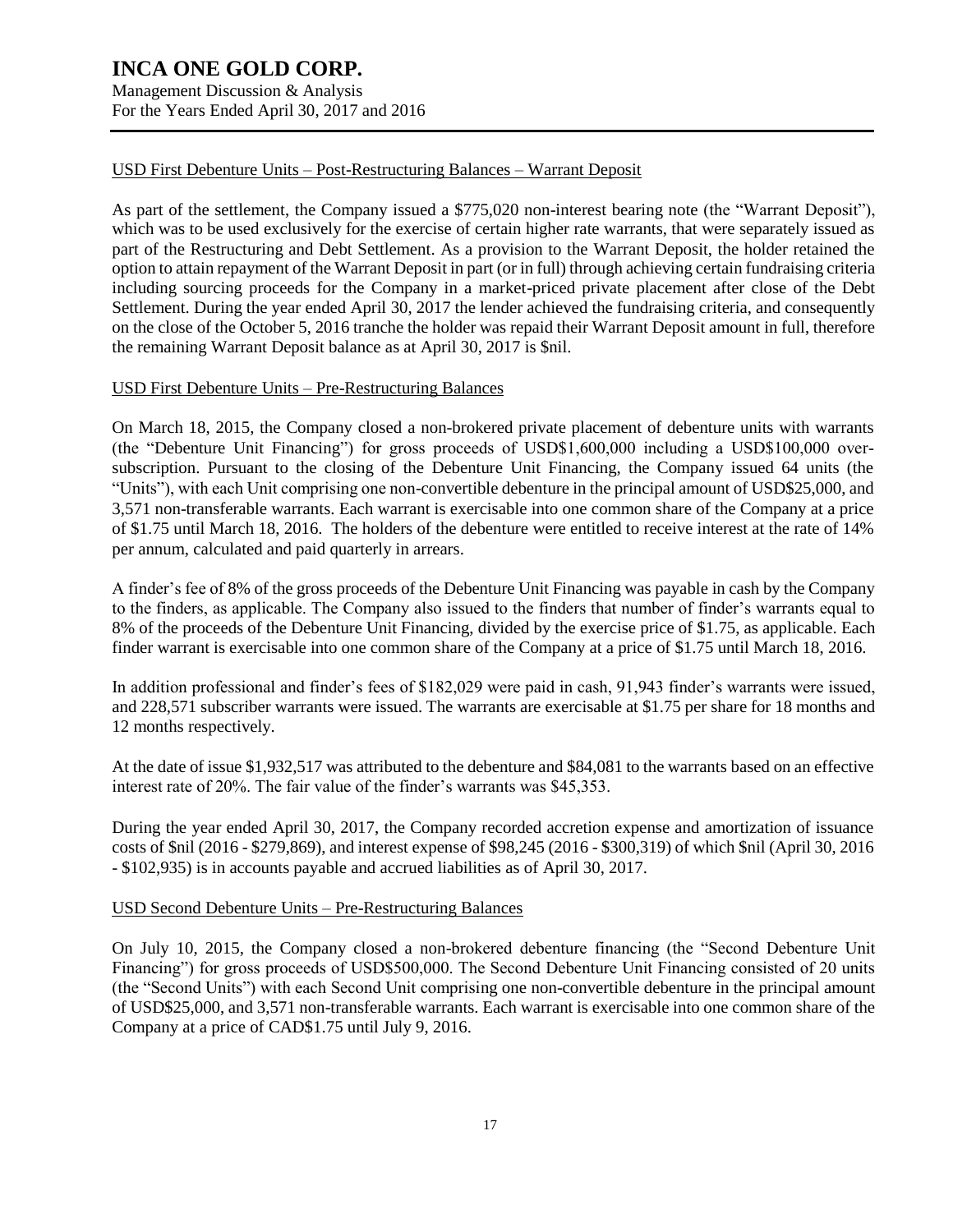USD First Debenture Units – Post-Restructuring Balances – Warrant Deposit

As part of the settlement, the Company issued a $775,020 non-interest bearing note (the "Warrant Deposit"), which was to be used exclusively for the exercise of certain higher rate warrants, that were separately issued as part of the Restructuring and Debt Settlement. As a provision to the Warrant Deposit, the holder retained the option to attain repayment of the Warrant Deposit in part (or in full) through achieving certain fundraising criteria including sourcing proceeds for the Company in a market-priced private placement after close of the Debt Settlement. During the year ended April 30, 2017 the lender achieved the fundraising criteria, and consequently on the close of the October 5, 2016 tranche the holder was repaid their Warrant Deposit amount in full, therefore the remaining Warrant Deposit balance as at April 30, 2017 is $nil.

USD First Debenture Units – Pre-Restructuring Balances

On March 18, 2015, the Company closed a non-brokered private placement of debenture units with warrants (the "Debenture Unit Financing") for gross proceeds of USD$1,600,000 including a USD$100,000 over-subscription. Pursuant to the closing of the Debenture Unit Financing, the Company issued 64 units (the "Units"), with each Unit comprising one non-convertible debenture in the principal amount of USD$25,000, and 3,571 non-transferable warrants. Each warrant is exercisable into one common share of the Company at a price of $1.75 until March 18, 2016. The holders of the debenture were entitled to receive interest at the rate of 14% per annum, calculated and paid quarterly in arrears.

A finder's fee of 8% of the gross proceeds of the Debenture Unit Financing was payable in cash by the Company to the finders, as applicable. The Company also issued to the finders that number of finder's warrants equal to 8% of the proceeds of the Debenture Unit Financing, divided by the exercise price of $1.75, as applicable. Each finder warrant is exercisable into one common share of the Company at a price of $1.75 until March 18, 2016.

In addition professional and finder's fees of $182,029 were paid in cash, 91,943 finder's warrants were issued, and 228,571 subscriber warrants were issued. The warrants are exercisable at $1.75 per share for 18 months and 12 months respectively.

At the date of issue $1,932,517 was attributed to the debenture and $84,081 to the warrants based on an effective interest rate of 20%. The fair value of the finder's warrants was $45,353.

During the year ended April 30, 2017, the Company recorded accretion expense and amortization of issuance costs of $nil (2016 - $279,869), and interest expense of $98,245 (2016 - $300,319) of which $nil (April 30, 2016 - $102,935) is in accounts payable and accrued liabilities as of April 30, 2017.

USD Second Debenture Units – Pre-Restructuring Balances

On July 10, 2015, the Company closed a non-brokered debenture financing (the "Second Debenture Unit Financing") for gross proceeds of USD$500,000. The Second Debenture Unit Financing consisted of 20 units (the "Second Units") with each Second Unit comprising one non-convertible debenture in the principal amount of USD$25,000, and 3,571 non-transferable warrants. Each warrant is exercisable into one common share of the Company at a price of CAD$1.75 until July 9, 2016.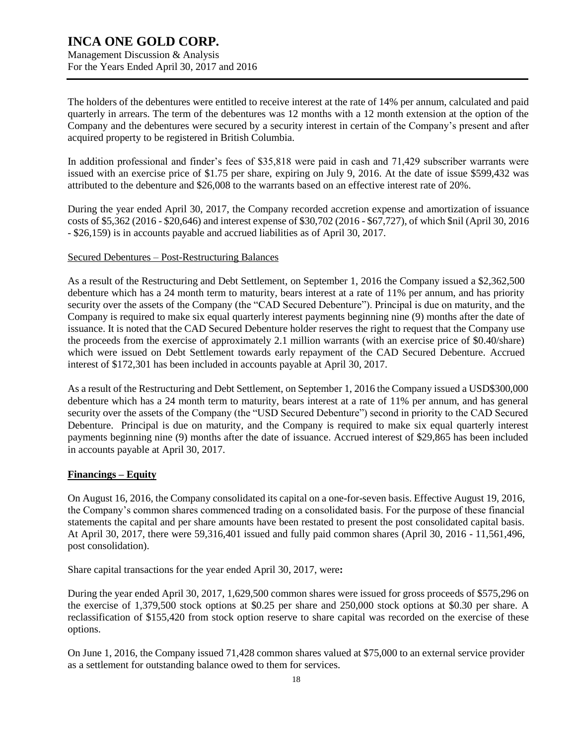The holders of the debentures were entitled to receive interest at the rate of 14% per annum, calculated and paid quarterly in arrears. The term of the debentures was 12 months with a 12 month extension at the option of the Company and the debentures were secured by a security interest in certain of the Company's present and after acquired property to be registered in British Columbia.

In addition professional and finder's fees of $35,818 were paid in cash and 71,429 subscriber warrants were issued with an exercise price of $1.75 per share, expiring on July 9, 2016. At the date of issue $599,432 was attributed to the debenture and $26,008 to the warrants based on an effective interest rate of 20%.

During the year ended April 30, 2017, the Company recorded accretion expense and amortization of issuance costs of $5,362 (2016 - $20,646) and interest expense of $30,702 (2016 - $67,727), of which $nil (April 30, 2016 - $26,159) is in accounts payable and accrued liabilities as of April 30, 2017.

Secured Debentures – Post-Restructuring Balances

As a result of the Restructuring and Debt Settlement, on September 1, 2016 the Company issued a $2,362,500 debenture which has a 24 month term to maturity, bears interest at a rate of 11% per annum, and has priority security over the assets of the Company (the "CAD Secured Debenture"). Principal is due on maturity, and the Company is required to make six equal quarterly interest payments beginning nine (9) months after the date of issuance. It is noted that the CAD Secured Debenture holder reserves the right to request that the Company use the proceeds from the exercise of approximately 2.1 million warrants (with an exercise price of $0.40/share) which were issued on Debt Settlement towards early repayment of the CAD Secured Debenture. Accrued interest of $172,301 has been included in accounts payable at April 30, 2017.

As a result of the Restructuring and Debt Settlement, on September 1, 2016 the Company issued a USD$300,000 debenture which has a 24 month term to maturity, bears interest at a rate of 11% per annum, and has general security over the assets of the Company (the "USD Secured Debenture") second in priority to the CAD Secured Debenture. Principal is due on maturity, and the Company is required to make six equal quarterly interest payments beginning nine (9) months after the date of issuance. Accrued interest of $29,865 has been included in accounts payable at April 30, 2017.

**Financings – Equity**

On August 16, 2016, the Company consolidated its capital on a one-for-seven basis. Effective August 19, 2016, the Company's common shares commenced trading on a consolidated basis. For the purpose of these financial statements the capital and per share amounts have been restated to present the post consolidated capital basis. At April 30, 2017, there were 59,316,401 issued and fully paid common shares (April 30, 2016 - 11,561,496, post consolidation).

Share capital transactions for the year ended April 30, 2017, were**:**

During the year ended April 30, 2017, 1,629,500 common shares were issued for gross proceeds of $575,296 on the exercise of 1,379,500 stock options at $0.25 per share and 250,000 stock options at $0.30 per share. A reclassification of $155,420 from stock option reserve to share capital was recorded on the exercise of these options.

On June 1, 2016, the Company issued 71,428 common shares valued at $75,000 to an external service provider as a settlement for outstanding balance owed to them for services.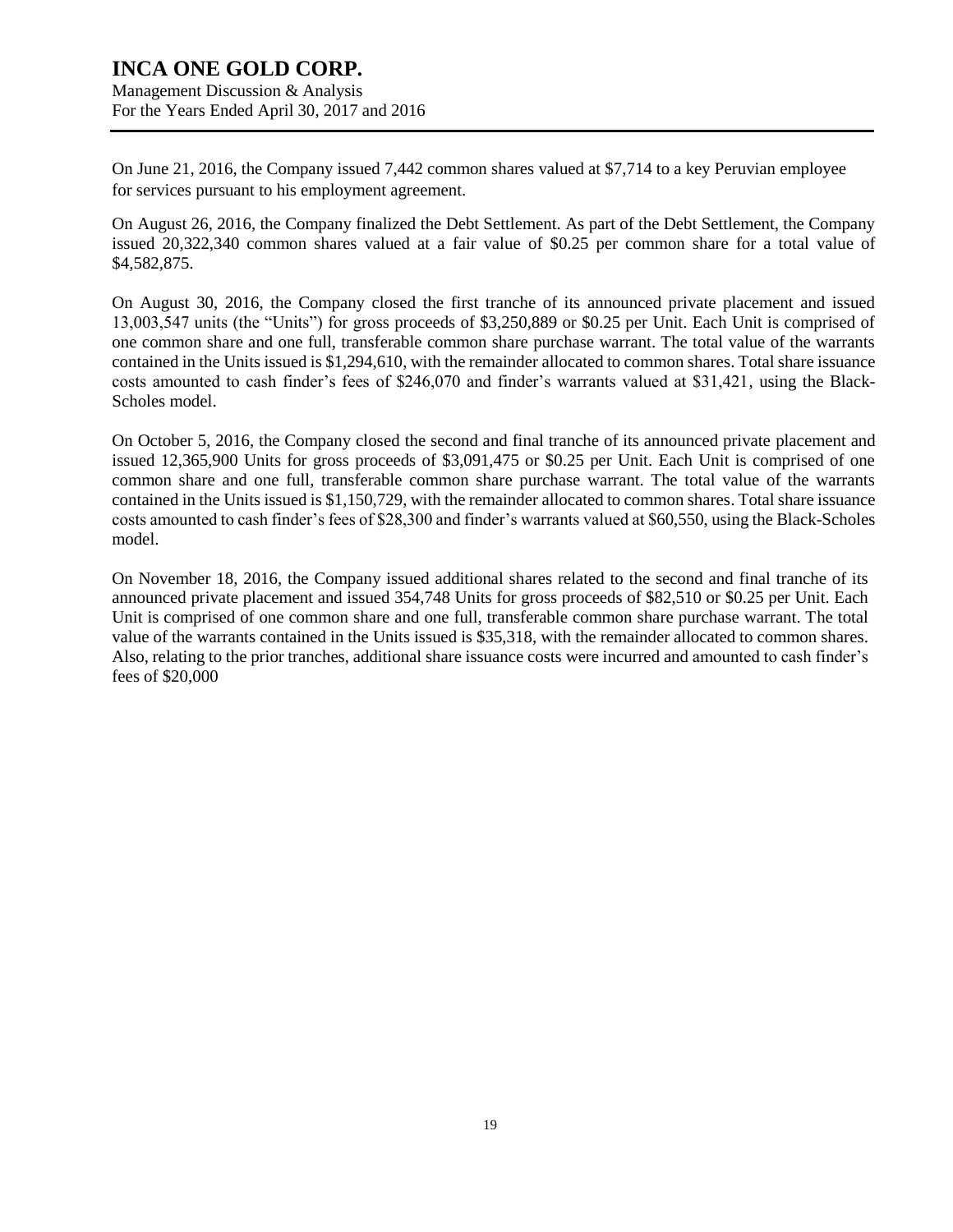On June 21, 2016, the Company issued 7,442 common shares valued at $7,714 to a key Peruvian employee for services pursuant to his employment agreement.

On August 26, 2016, the Company finalized the Debt Settlement. As part of the Debt Settlement, the Company issued 20,322,340 common shares valued at a fair value of $0.25 per common share for a total value of $4,582,875.

On August 30, 2016, the Company closed the first tranche of its announced private placement and issued 13,003,547 units (the "Units") for gross proceeds of $3,250,889 or $0.25 per Unit. Each Unit is comprised of one common share and one full, transferable common share purchase warrant. The total value of the warrants contained in the Units issued is $1,294,610, with the remainder allocated to common shares. Total share issuance costs amounted to cash finder's fees of $246,070 and finder's warrants valued at $31,421, using the Black-Scholes model.

On October 5, 2016, the Company closed the second and final tranche of its announced private placement and issued 12,365,900 Units for gross proceeds of $3,091,475 or $0.25 per Unit. Each Unit is comprised of one common share and one full, transferable common share purchase warrant. The total value of the warrants contained in the Units issued is $1,150,729, with the remainder allocated to common shares. Total share issuance costs amounted to cash finder's fees of $28,300 and finder's warrants valued at $60,550, using the Black-Scholes model.

On November 18, 2016, the Company issued additional shares related to the second and final tranche of its announced private placement and issued 354,748 Units for gross proceeds of $82,510 or $0.25 per Unit. Each Unit is comprised of one common share and one full, transferable common share purchase warrant. The total value of the warrants contained in the Units issued is $35,318, with the remainder allocated to common shares. Also, relating to the prior tranches, additional share issuance costs were incurred and amounted to cash finder's fees of $20,000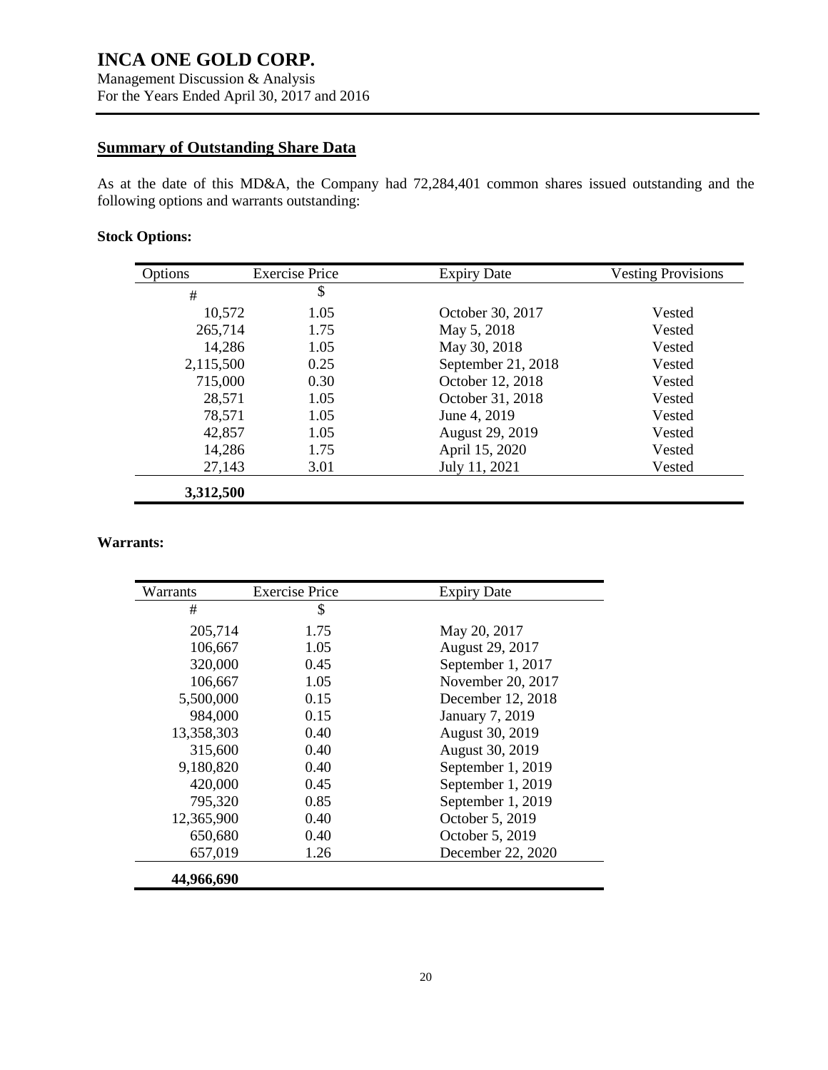## Summary of Outstanding Share Data

As at the date of this MD&A, the Company had 72,284,401 common shares issued outstanding and the following options and warrants outstanding:

**Stock Options:**

| Options | Exercise Price | Expiry Date | Vesting Provisions |
|---|---|---|---|
| # | $ | | |
| 10,572 | 1.05 | October 30, 2017 | Vested |
| 265,714 | 1.75 | May 5, 2018 | Vested |
| 14,286 | 1.05 | May 30, 2018 | Vested |
| 2,115,500 | 0.25 | September 21, 2018 | Vested |
| 715,000 | 0.30 | October 12, 2018 | Vested |
| 28,571 | 1.05 | October 31, 2018 | Vested |
| 78,571 | 1.05 | June 4, 2019 | Vested |
| 42,857 | 1.05 | August 29, 2019 | Vested |
| 14,286 | 1.75 | April 15, 2020 | Vested |
| 27,143 | 3.01 | July 11, 2021 | Vested |
| **3,312,500** | | | |

**Warrants:**

| Warrants | Exercise Price | Expiry Date |
|---|---|---|
| # | $ | |
| 205,714 | 1.75 | May 20, 2017 |
| 106,667 | 1.05 | August 29, 2017 |
| 320,000 | 0.45 | September 1, 2017 |
| 106,667 | 1.05 | November 20, 2017 |
| 5,500,000 | 0.15 | December 12, 2018 |
| 984,000 | 0.15 | January 7, 2019 |
| 13,358,303 | 0.40 | August 30, 2019 |
| 315,600 | 0.40 | August 30, 2019 |
| 9,180,820 | 0.40 | September 1, 2019 |
| 420,000 | 0.45 | September 1, 2019 |
| 795,320 | 0.85 | September 1, 2019 |
| 12,365,900 | 0.40 | October 5, 2019 |
| 650,680 | 0.40 | October 5, 2019 |
| 657,019 | 1.26 | December 22, 2020 |
| **44,966,690** | | |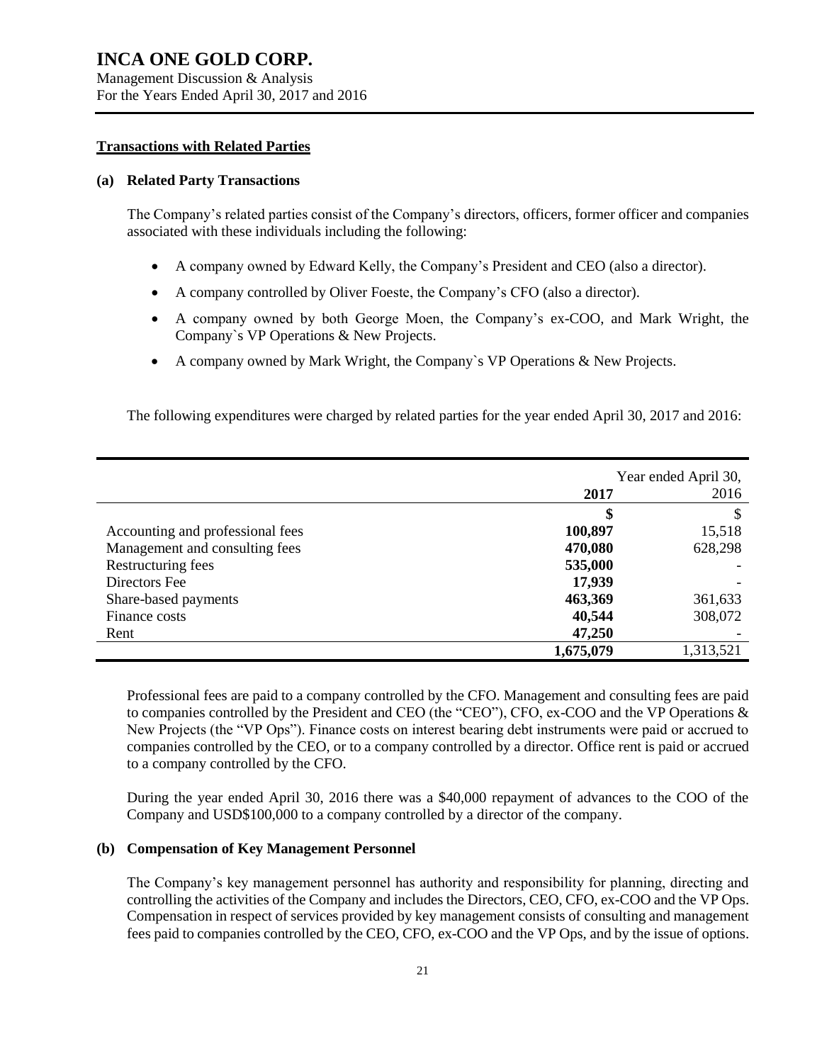## Transactions with Related Parties

### (a) Related Party Transactions

The Company's related parties consist of the Company's directors, officers, former officer and companies associated with these individuals including the following:

- A company owned by Edward Kelly, the Company's President and CEO (also a director).
- A company controlled by Oliver Foeste, the Company's CFO (also a director).
- A company owned by both George Moen, the Company's ex-COO, and Mark Wright, the Company`s VP Operations & New Projects.
- A company owned by Mark Wright, the Company`s VP Operations & New Projects.

The following expenditures were charged by related parties for the year ended April 30, 2017 and 2016:

| | Year ended April 30, | |
|---|---|---|
| | **2017** | 2016 |
| | **$** | $ |
| Accounting and professional fees | **100,897** | 15,518 |
| Management and consulting fees | **470,080** | 628,298 |
| Restructuring fees | **535,000** | - |
| Directors Fee | **17,939** | - |
| Share-based payments | **463,369** | 361,633 |
| Finance costs | **40,544** | 308,072 |
| Rent | **47,250** | - |
| | **1,675,079** | 1,313,521 |

Professional fees are paid to a company controlled by the CFO. Management and consulting fees are paid to companies controlled by the President and CEO (the "CEO"), CFO, ex-COO and the VP Operations & New Projects (the "VP Ops"). Finance costs on interest bearing debt instruments were paid or accrued to companies controlled by the CEO, or to a company controlled by a director. Office rent is paid or accrued to a company controlled by the CFO.

During the year ended April 30, 2016 there was a $40,000 repayment of advances to the COO of the Company and USD$100,000 to a company controlled by a director of the company.

### (b) Compensation of Key Management Personnel

The Company's key management personnel has authority and responsibility for planning, directing and controlling the activities of the Company and includes the Directors, CEO, CFO, ex-COO and the VP Ops. Compensation in respect of services provided by key management consists of consulting and management fees paid to companies controlled by the CEO, CFO, ex-COO and the VP Ops, and by the issue of options.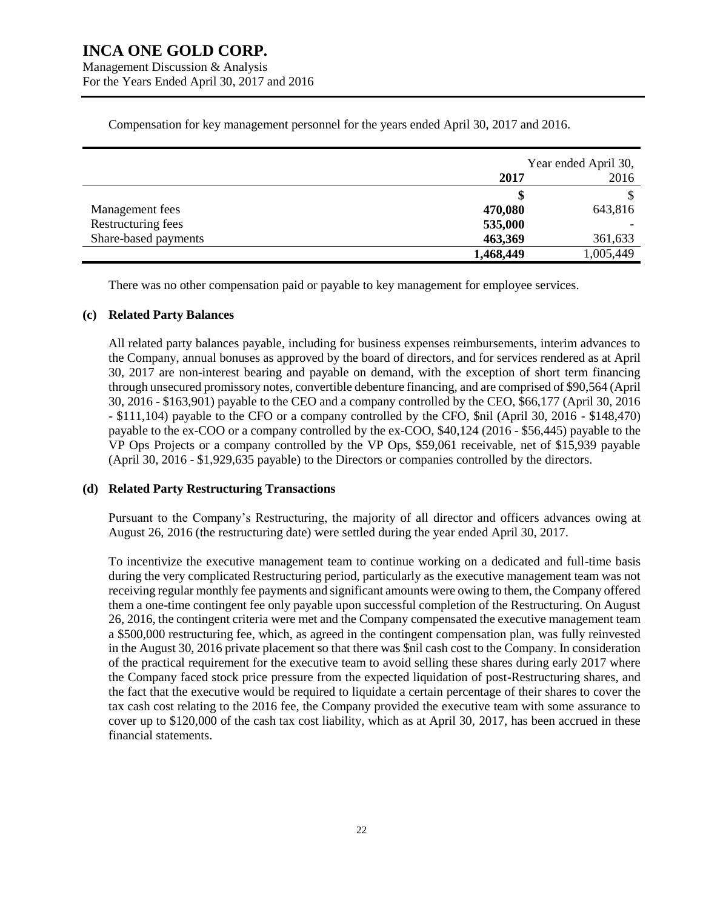Compensation for key management personnel for the years ended April 30, 2017 and 2016.

| | Year ended April 30, | |
|---|---|---|
| | **2017** | 2016 |
| | **$** | $ |
| Management fees | **470,080** | 643,816 |
| Restructuring fees | **535,000** | - |
| Share-based payments | **463,369** | 361,633 |
| | **1,468,449** | 1,005,449 |

There was no other compensation paid or payable to key management for employee services.

### (c) Related Party Balances

All related party balances payable, including for business expenses reimbursements, interim advances to the Company, annual bonuses as approved by the board of directors, and for services rendered as at April 30, 2017 are non-interest bearing and payable on demand, with the exception of short term financing through unsecured promissory notes, convertible debenture financing, and are comprised of $90,564 (April 30, 2016 - $163,901) payable to the CEO and a company controlled by the CEO, $66,177 (April 30, 2016 - $111,104) payable to the CFO or a company controlled by the CFO, $nil (April 30, 2016 - $148,470) payable to the ex-COO or a company controlled by the ex-COO, $40,124 (2016 - $56,445) payable to the VP Ops Projects or a company controlled by the VP Ops, $59,061 receivable, net of $15,939 payable (April 30, 2016 - $1,929,635 payable) to the Directors or companies controlled by the directors.

### (d) Related Party Restructuring Transactions

Pursuant to the Company's Restructuring, the majority of all director and officers advances owing at August 26, 2016 (the restructuring date) were settled during the year ended April 30, 2017.

To incentivize the executive management team to continue working on a dedicated and full-time basis during the very complicated Restructuring period, particularly as the executive management team was not receiving regular monthly fee payments and significant amounts were owing to them, the Company offered them a one-time contingent fee only payable upon successful completion of the Restructuring. On August 26, 2016, the contingent criteria were met and the Company compensated the executive management team a $500,000 restructuring fee, which, as agreed in the contingent compensation plan, was fully reinvested in the August 30, 2016 private placement so that there was $nil cash cost to the Company. In consideration of the practical requirement for the executive team to avoid selling these shares during early 2017 where the Company faced stock price pressure from the expected liquidation of post-Restructuring shares, and the fact that the executive would be required to liquidate a certain percentage of their shares to cover the tax cash cost relating to the 2016 fee, the Company provided the executive team with some assurance to cover up to $120,000 of the cash tax cost liability, which as at April 30, 2017, has been accrued in these financial statements.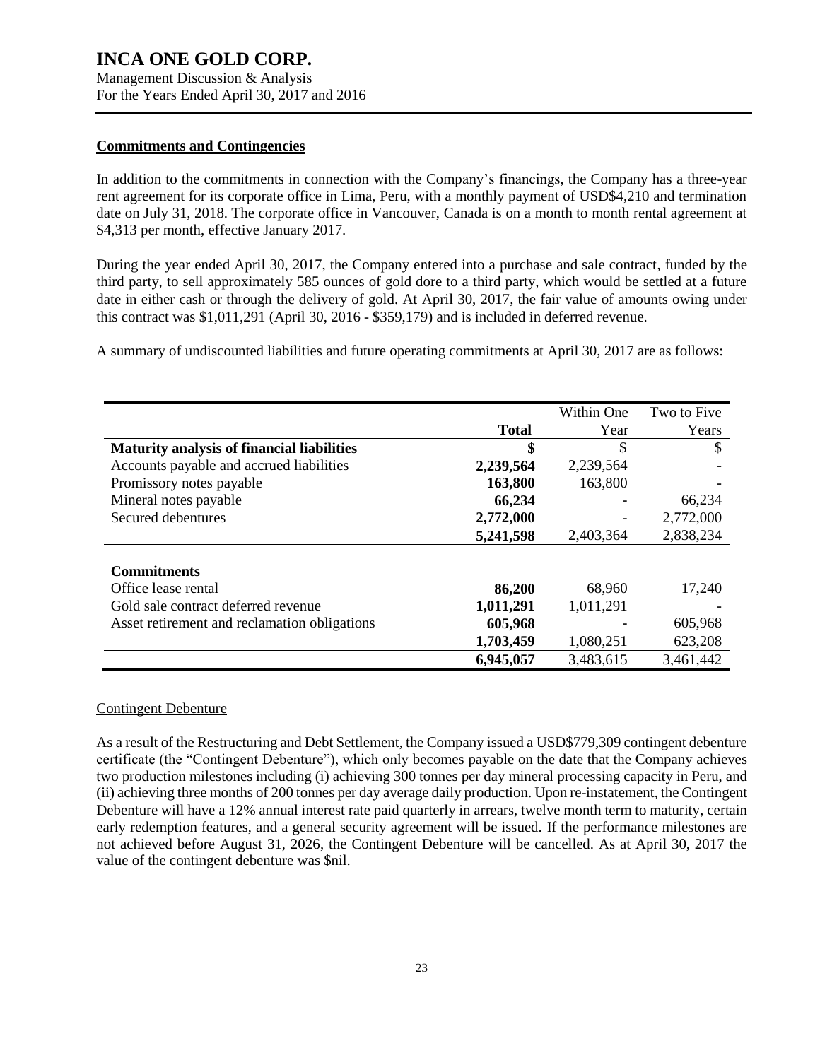## Commitments and Contingencies

In addition to the commitments in connection with the Company's financings, the Company has a three-year rent agreement for its corporate office in Lima, Peru, with a monthly payment of USD$4,210 and termination date on July 31, 2018. The corporate office in Vancouver, Canada is on a month to month rental agreement at $4,313 per month, effective January 2017.

During the year ended April 30, 2017, the Company entered into a purchase and sale contract, funded by the third party, to sell approximately 585 ounces of gold dore to a third party, which would be settled at a future date in either cash or through the delivery of gold. At April 30, 2017, the fair value of amounts owing under this contract was $1,011,291 (April 30, 2016 - $359,179) and is included in deferred revenue.

A summary of undiscounted liabilities and future operating commitments at April 30, 2017 are as follows:

| | Total | Within One Year | Two to Five Years |
|---|---|---|---|
| **Maturity analysis of financial liabilities** | **$** | $ | $ |
| Accounts payable and accrued liabilities | **2,239,564** | 2,239,564 | - |
| Promissory notes payable | **163,800** | 163,800 | - |
| Mineral notes payable | **66,234** | - | 66,234 |
| Secured debentures | **2,772,000** | - | 2,772,000 |
| | **5,241,598** | 2,403,364 | 2,838,234 |
| **Commitments** | | | |
| Office lease rental | **86,200** | 68,960 | 17,240 |
| Gold sale contract deferred revenue | **1,011,291** | 1,011,291 | - |
| Asset retirement and reclamation obligations | **605,968** | - | 605,968 |
| | **1,703,459** | 1,080,251 | 623,208 |
| | **6,945,057** | 3,483,615 | 3,461,442 |

### Contingent Debenture

As a result of the Restructuring and Debt Settlement, the Company issued a USD$779,309 contingent debenture certificate (the "Contingent Debenture"), which only becomes payable on the date that the Company achieves two production milestones including (i) achieving 300 tonnes per day mineral processing capacity in Peru, and (ii) achieving three months of 200 tonnes per day average daily production. Upon re-instatement, the Contingent Debenture will have a 12% annual interest rate paid quarterly in arrears, twelve month term to maturity, certain early redemption features, and a general security agreement will be issued. If the performance milestones are not achieved before August 31, 2026, the Contingent Debenture will be cancelled. As at April 30, 2017 the value of the contingent debenture was $nil.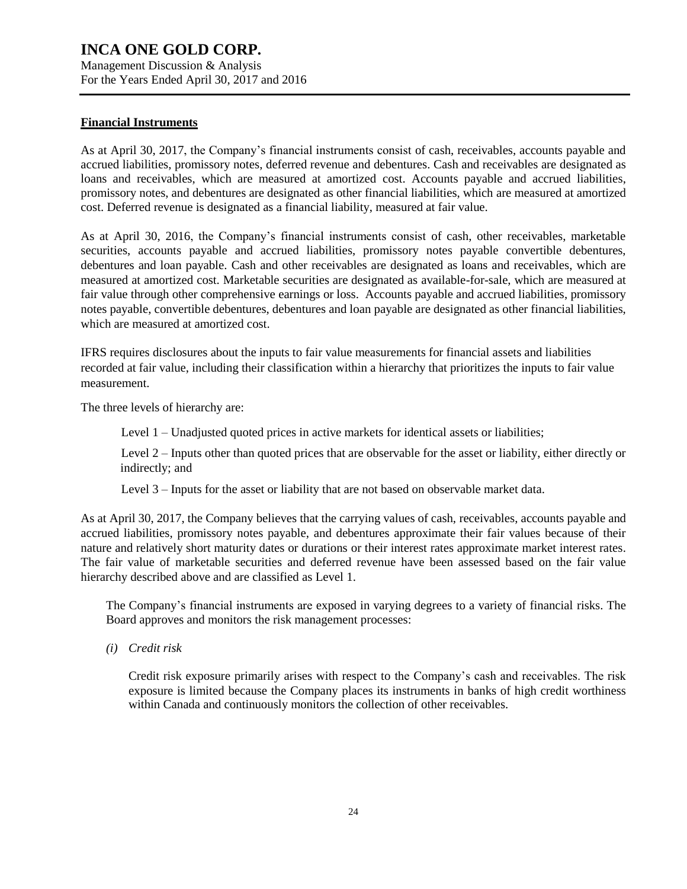## Financial Instruments

As at April 30, 2017, the Company's financial instruments consist of cash, receivables, accounts payable and accrued liabilities, promissory notes, deferred revenue and debentures. Cash and receivables are designated as loans and receivables, which are measured at amortized cost. Accounts payable and accrued liabilities, promissory notes, and debentures are designated as other financial liabilities, which are measured at amortized cost. Deferred revenue is designated as a financial liability, measured at fair value.

As at April 30, 2016, the Company's financial instruments consist of cash, other receivables, marketable securities, accounts payable and accrued liabilities, promissory notes payable convertible debentures, debentures and loan payable. Cash and other receivables are designated as loans and receivables, which are measured at amortized cost. Marketable securities are designated as available-for-sale, which are measured at fair value through other comprehensive earnings or loss. Accounts payable and accrued liabilities, promissory notes payable, convertible debentures, debentures and loan payable are designated as other financial liabilities, which are measured at amortized cost.

IFRS requires disclosures about the inputs to fair value measurements for financial assets and liabilities recorded at fair value, including their classification within a hierarchy that prioritizes the inputs to fair value measurement.

The three levels of hierarchy are:

Level 1 – Unadjusted quoted prices in active markets for identical assets or liabilities;

Level 2 – Inputs other than quoted prices that are observable for the asset or liability, either directly or indirectly; and

Level 3 – Inputs for the asset or liability that are not based on observable market data.

As at April 30, 2017, the Company believes that the carrying values of cash, receivables, accounts payable and accrued liabilities, promissory notes payable, and debentures approximate their fair values because of their nature and relatively short maturity dates or durations or their interest rates approximate market interest rates. The fair value of marketable securities and deferred revenue have been assessed based on the fair value hierarchy described above and are classified as Level 1.

The Company's financial instruments are exposed in varying degrees to a variety of financial risks. The Board approves and monitors the risk management processes:

*(i) Credit risk*

Credit risk exposure primarily arises with respect to the Company's cash and receivables. The risk exposure is limited because the Company places its instruments in banks of high credit worthiness within Canada and continuously monitors the collection of other receivables.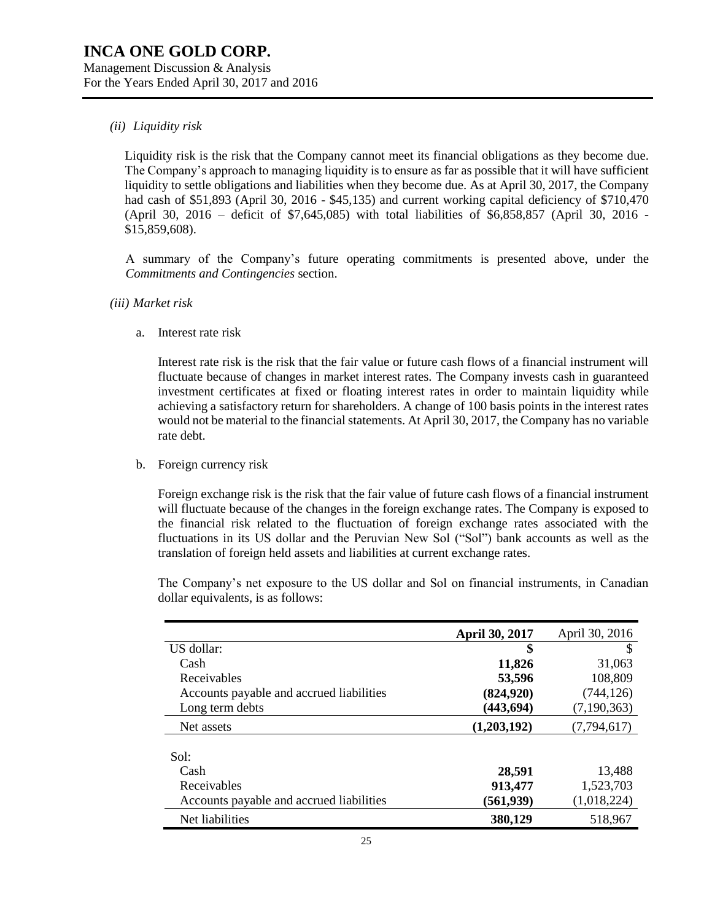*(ii) Liquidity risk*

Liquidity risk is the risk that the Company cannot meet its financial obligations as they become due. The Company's approach to managing liquidity is to ensure as far as possible that it will have sufficient liquidity to settle obligations and liabilities when they become due. As at April 30, 2017, the Company had cash of $51,893 (April 30, 2016 - $45,135) and current working capital deficiency of $710,470 (April 30, 2016 – deficit of $7,645,085) with total liabilities of $6,858,857 (April 30, 2016 - $15,859,608).

A summary of the Company's future operating commitments is presented above, under the *Commitments and Contingencies* section.

*(iii) Market risk*

a. Interest rate risk

Interest rate risk is the risk that the fair value or future cash flows of a financial instrument will fluctuate because of changes in market interest rates. The Company invests cash in guaranteed investment certificates at fixed or floating interest rates in order to maintain liquidity while achieving a satisfactory return for shareholders. A change of 100 basis points in the interest rates would not be material to the financial statements. At April 30, 2017, the Company has no variable rate debt.

b. Foreign currency risk

Foreign exchange risk is the risk that the fair value of future cash flows of a financial instrument will fluctuate because of the changes in the foreign exchange rates. The Company is exposed to the financial risk related to the fluctuation of foreign exchange rates associated with the fluctuations in its US dollar and the Peruvian New Sol ("Sol") bank accounts as well as the translation of foreign held assets and liabilities at current exchange rates.

The Company's net exposure to the US dollar and Sol on financial instruments, in Canadian dollar equivalents, is as follows:

| | **April 30, 2017** | April 30, 2016 |
|---|---|---|
| US dollar: | **$** | $ |
| Cash | **11,826** | 31,063 |
| Receivables | **53,596** | 108,809 |
| Accounts payable and accrued liabilities | **(824,920)** | (744,126) |
| Long term debts | **(443,694)** | (7,190,363) |
| Net assets | **(1,203,192)** | (7,794,617) |
| | | |
| Sol: | | |
| Cash | **28,591** | 13,488 |
| Receivables | **913,477** | 1,523,703 |
| Accounts payable and accrued liabilities | **(561,939)** | (1,018,224) |
| Net liabilities | **380,129** | 518,967 |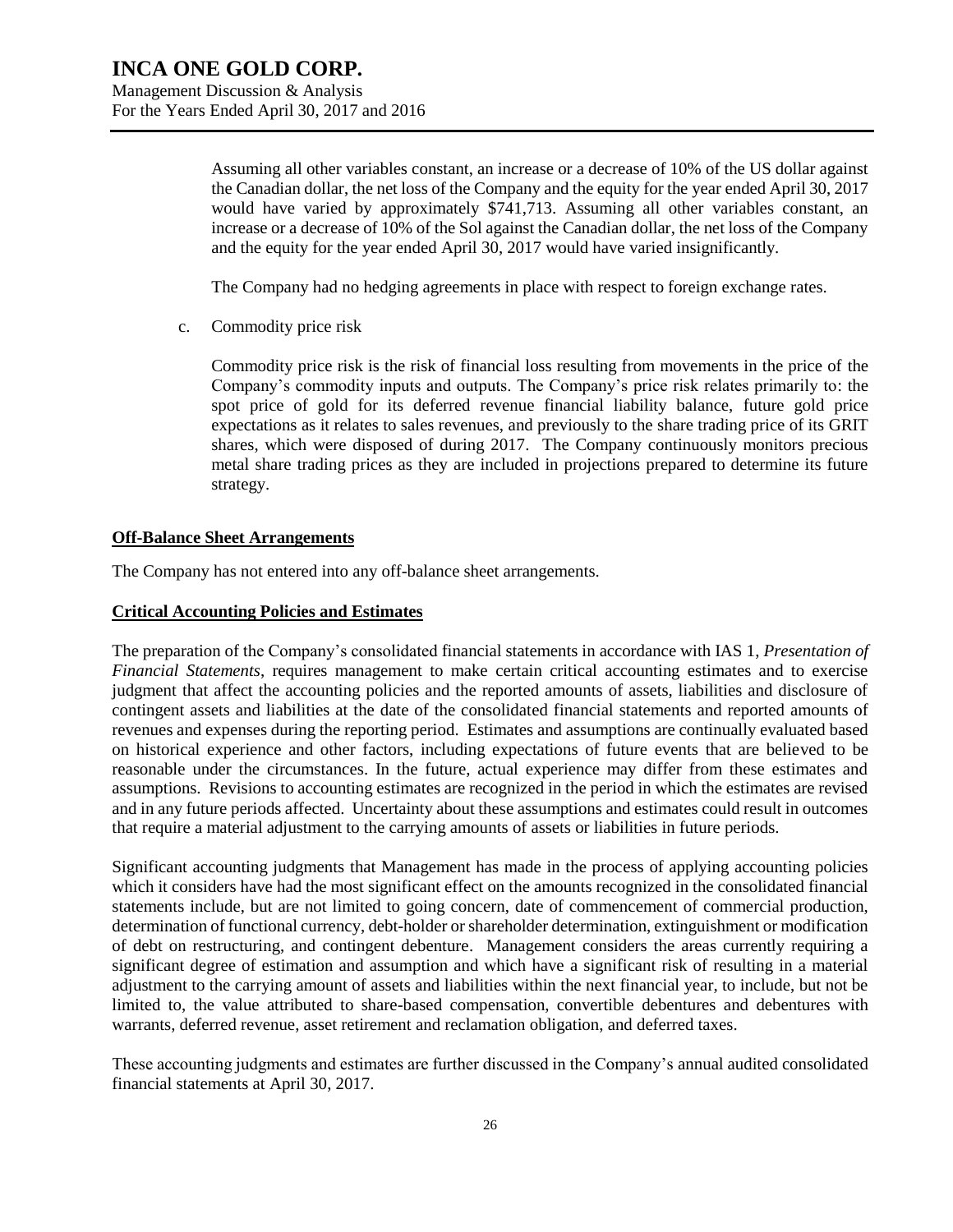Assuming all other variables constant, an increase or a decrease of 10% of the US dollar against the Canadian dollar, the net loss of the Company and the equity for the year ended April 30, 2017 would have varied by approximately $741,713. Assuming all other variables constant, an increase or a decrease of 10% of the Sol against the Canadian dollar, the net loss of the Company and the equity for the year ended April 30, 2017 would have varied insignificantly.

The Company had no hedging agreements in place with respect to foreign exchange rates.

c. Commodity price risk

Commodity price risk is the risk of financial loss resulting from movements in the price of the Company's commodity inputs and outputs. The Company's price risk relates primarily to: the spot price of gold for its deferred revenue financial liability balance, future gold price expectations as it relates to sales revenues, and previously to the share trading price of its GRIT shares, which were disposed of during 2017. The Company continuously monitors precious metal share trading prices as they are included in projections prepared to determine its future strategy.

## Off-Balance Sheet Arrangements

The Company has not entered into any off-balance sheet arrangements.

## Critical Accounting Policies and Estimates

The preparation of the Company's consolidated financial statements in accordance with IAS 1, *Presentation of Financial Statements*, requires management to make certain critical accounting estimates and to exercise judgment that affect the accounting policies and the reported amounts of assets, liabilities and disclosure of contingent assets and liabilities at the date of the consolidated financial statements and reported amounts of revenues and expenses during the reporting period. Estimates and assumptions are continually evaluated based on historical experience and other factors, including expectations of future events that are believed to be reasonable under the circumstances. In the future, actual experience may differ from these estimates and assumptions. Revisions to accounting estimates are recognized in the period in which the estimates are revised and in any future periods affected. Uncertainty about these assumptions and estimates could result in outcomes that require a material adjustment to the carrying amounts of assets or liabilities in future periods.

Significant accounting judgments that Management has made in the process of applying accounting policies which it considers have had the most significant effect on the amounts recognized in the consolidated financial statements include, but are not limited to going concern, date of commencement of commercial production, determination of functional currency, debt-holder or shareholder determination, extinguishment or modification of debt on restructuring, and contingent debenture. Management considers the areas currently requiring a significant degree of estimation and assumption and which have a significant risk of resulting in a material adjustment to the carrying amount of assets and liabilities within the next financial year, to include, but not be limited to, the value attributed to share-based compensation, convertible debentures and debentures with warrants, deferred revenue, asset retirement and reclamation obligation, and deferred taxes.

These accounting judgments and estimates are further discussed in the Company's annual audited consolidated financial statements at April 30, 2017.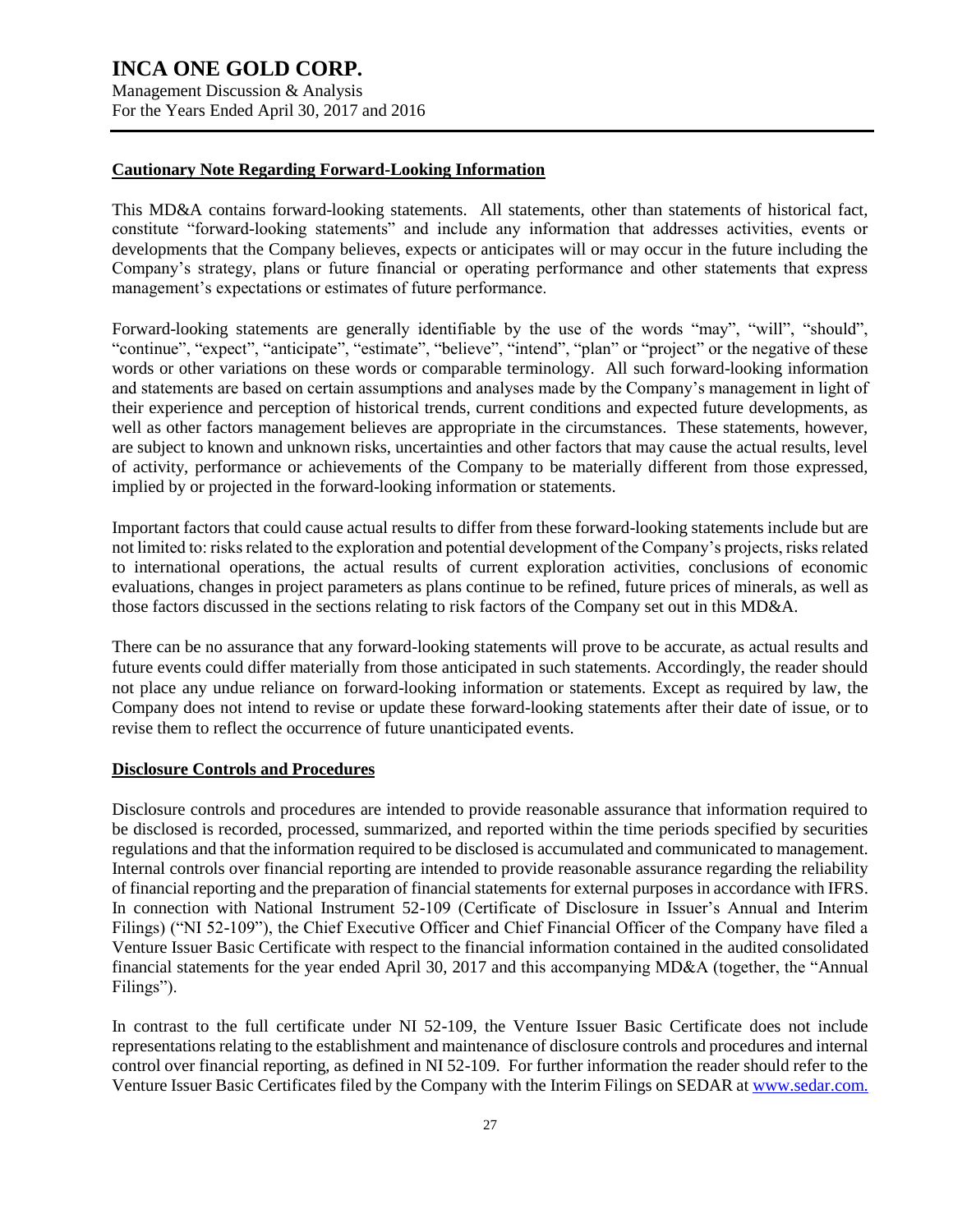## Cautionary Note Regarding Forward-Looking Information

This MD&A contains forward-looking statements. All statements, other than statements of historical fact, constitute "forward-looking statements" and include any information that addresses activities, events or developments that the Company believes, expects or anticipates will or may occur in the future including the Company's strategy, plans or future financial or operating performance and other statements that express management's expectations or estimates of future performance.

Forward-looking statements are generally identifiable by the use of the words "may", "will", "should", "continue", "expect", "anticipate", "estimate", "believe", "intend", "plan" or "project" or the negative of these words or other variations on these words or comparable terminology. All such forward-looking information and statements are based on certain assumptions and analyses made by the Company's management in light of their experience and perception of historical trends, current conditions and expected future developments, as well as other factors management believes are appropriate in the circumstances. These statements, however, are subject to known and unknown risks, uncertainties and other factors that may cause the actual results, level of activity, performance or achievements of the Company to be materially different from those expressed, implied by or projected in the forward-looking information or statements.

Important factors that could cause actual results to differ from these forward-looking statements include but are not limited to: risks related to the exploration and potential development of the Company's projects, risks related to international operations, the actual results of current exploration activities, conclusions of economic evaluations, changes in project parameters as plans continue to be refined, future prices of minerals, as well as those factors discussed in the sections relating to risk factors of the Company set out in this MD&A.

There can be no assurance that any forward-looking statements will prove to be accurate, as actual results and future events could differ materially from those anticipated in such statements. Accordingly, the reader should not place any undue reliance on forward-looking information or statements. Except as required by law, the Company does not intend to revise or update these forward-looking statements after their date of issue, or to revise them to reflect the occurrence of future unanticipated events.

## Disclosure Controls and Procedures

Disclosure controls and procedures are intended to provide reasonable assurance that information required to be disclosed is recorded, processed, summarized, and reported within the time periods specified by securities regulations and that the information required to be disclosed is accumulated and communicated to management. Internal controls over financial reporting are intended to provide reasonable assurance regarding the reliability of financial reporting and the preparation of financial statements for external purposes in accordance with IFRS. In connection with National Instrument 52-109 (Certificate of Disclosure in Issuer's Annual and Interim Filings) ("NI 52-109"), the Chief Executive Officer and Chief Financial Officer of the Company have filed a Venture Issuer Basic Certificate with respect to the financial information contained in the audited consolidated financial statements for the year ended April 30, 2017 and this accompanying MD&A (together, the "Annual Filings").

In contrast to the full certificate under NI 52-109, the Venture Issuer Basic Certificate does not include representations relating to the establishment and maintenance of disclosure controls and procedures and internal control over financial reporting, as defined in NI 52-109. For further information the reader should refer to the Venture Issuer Basic Certificates filed by the Company with the Interim Filings on SEDAR at www.sedar.com.